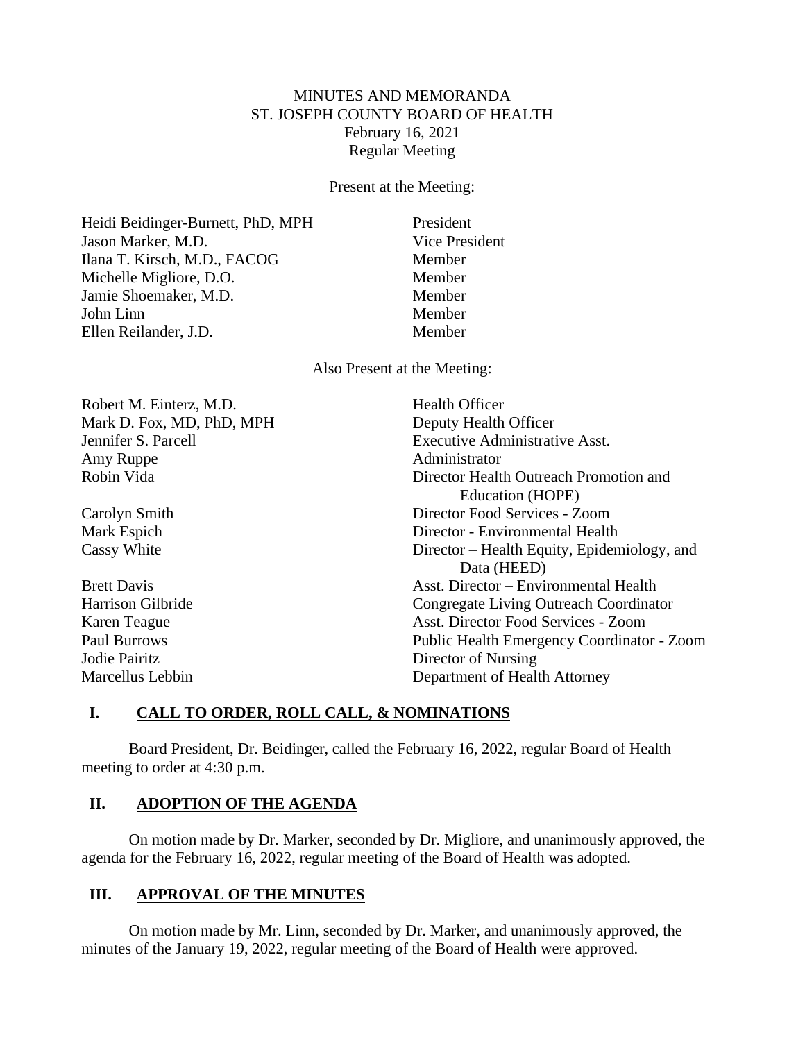MINUTES AND MEMORANDA
ST. JOSEPH COUNTY BOARD OF HEALTH
February 16, 2021
Regular Meeting

Present at the Meeting:

| | |
|---|---|
| Heidi Beidinger-Burnett, PhD, MPH | President |
| Jason Marker, M.D. | Vice President |
| Ilana T. Kirsch, M.D., FACOG | Member |
| Michelle Migliore, D.O. | Member |
| Jamie Shoemaker, M.D. | Member |
| John Linn | Member |
| Ellen Reilander, J.D. | Member |

Also Present at the Meeting:

| | |
|---|---|
| Robert M. Einterz, M.D. | Health Officer |
| Mark D. Fox, MD, PhD, MPH | Deputy Health Officer |
| Jennifer S. Parcell | Executive Administrative Asst. |
| Amy Ruppe | Administrator |
| Robin Vida | Director Health Outreach Promotion and Education (HOPE) |
| Carolyn Smith | Director Food Services - Zoom |
| Mark Espich | Director - Environmental Health |
| Cassy White | Director – Health Equity, Epidemiology, and Data (HEED) |
| Brett Davis | Asst. Director – Environmental Health |
| Harrison Gilbride | Congregate Living Outreach Coordinator |
| Karen Teague | Asst. Director Food Services - Zoom |
| Paul Burrows | Public Health Emergency Coordinator - Zoom |
| Jodie Pairitz | Director of Nursing |
| Marcellus Lebbin | Department of Health Attorney |

## I. CALL TO ORDER, ROLL CALL, & NOMINATIONS

Board President, Dr. Beidinger, called the February 16, 2022, regular Board of Health meeting to order at 4:30 p.m.

## II. ADOPTION OF THE AGENDA

On motion made by Dr. Marker, seconded by Dr. Migliore, and unanimously approved, the agenda for the February 16, 2022, regular meeting of the Board of Health was adopted.

## III. APPROVAL OF THE MINUTES

On motion made by Mr. Linn, seconded by Dr. Marker, and unanimously approved, the minutes of the January 19, 2022, regular meeting of the Board of Health were approved.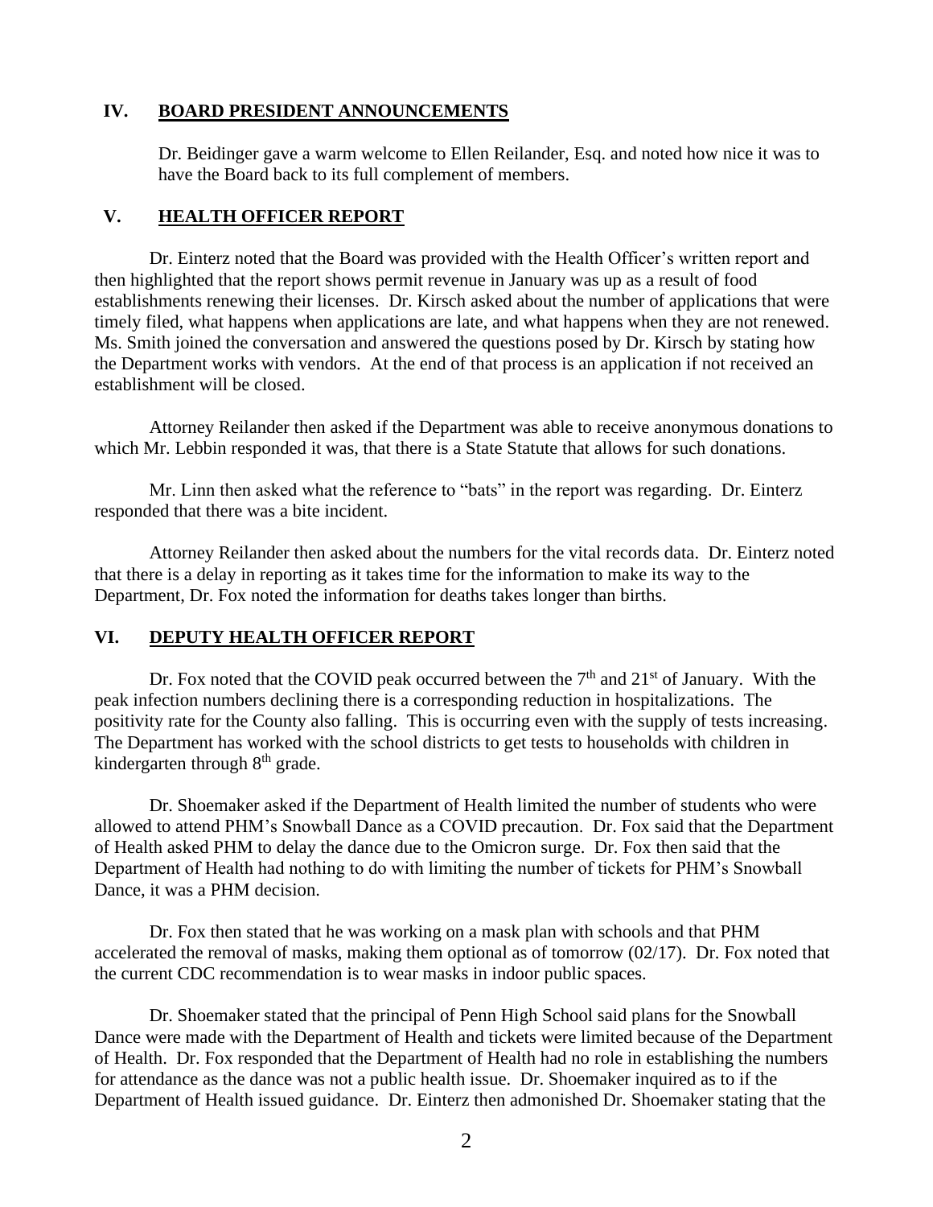## IV. BOARD PRESIDENT ANNOUNCEMENTS

Dr. Beidinger gave a warm welcome to Ellen Reilander, Esq. and noted how nice it was to have the Board back to its full complement of members.

## V. HEALTH OFFICER REPORT

Dr. Einterz noted that the Board was provided with the Health Officer's written report and then highlighted that the report shows permit revenue in January was up as a result of food establishments renewing their licenses. Dr. Kirsch asked about the number of applications that were timely filed, what happens when applications are late, and what happens when they are not renewed. Ms. Smith joined the conversation and answered the questions posed by Dr. Kirsch by stating how the Department works with vendors. At the end of that process is an application if not received an establishment will be closed.

Attorney Reilander then asked if the Department was able to receive anonymous donations to which Mr. Lebbin responded it was, that there is a State Statute that allows for such donations.

Mr. Linn then asked what the reference to "bats" in the report was regarding. Dr. Einterz responded that there was a bite incident.

Attorney Reilander then asked about the numbers for the vital records data. Dr. Einterz noted that there is a delay in reporting as it takes time for the information to make its way to the Department, Dr. Fox noted the information for deaths takes longer than births.

## VI. DEPUTY HEALTH OFFICER REPORT

Dr. Fox noted that the COVID peak occurred between the 7th and 21st of January. With the peak infection numbers declining there is a corresponding reduction in hospitalizations. The positivity rate for the County also falling. This is occurring even with the supply of tests increasing. The Department has worked with the school districts to get tests to households with children in kindergarten through 8th grade.

Dr. Shoemaker asked if the Department of Health limited the number of students who were allowed to attend PHM's Snowball Dance as a COVID precaution. Dr. Fox said that the Department of Health asked PHM to delay the dance due to the Omicron surge. Dr. Fox then said that the Department of Health had nothing to do with limiting the number of tickets for PHM's Snowball Dance, it was a PHM decision.

Dr. Fox then stated that he was working on a mask plan with schools and that PHM accelerated the removal of masks, making them optional as of tomorrow (02/17). Dr. Fox noted that the current CDC recommendation is to wear masks in indoor public spaces.

Dr. Shoemaker stated that the principal of Penn High School said plans for the Snowball Dance were made with the Department of Health and tickets were limited because of the Department of Health. Dr. Fox responded that the Department of Health had no role in establishing the numbers for attendance as the dance was not a public health issue. Dr. Shoemaker inquired as to if the Department of Health issued guidance. Dr. Einterz then admonished Dr. Shoemaker stating that the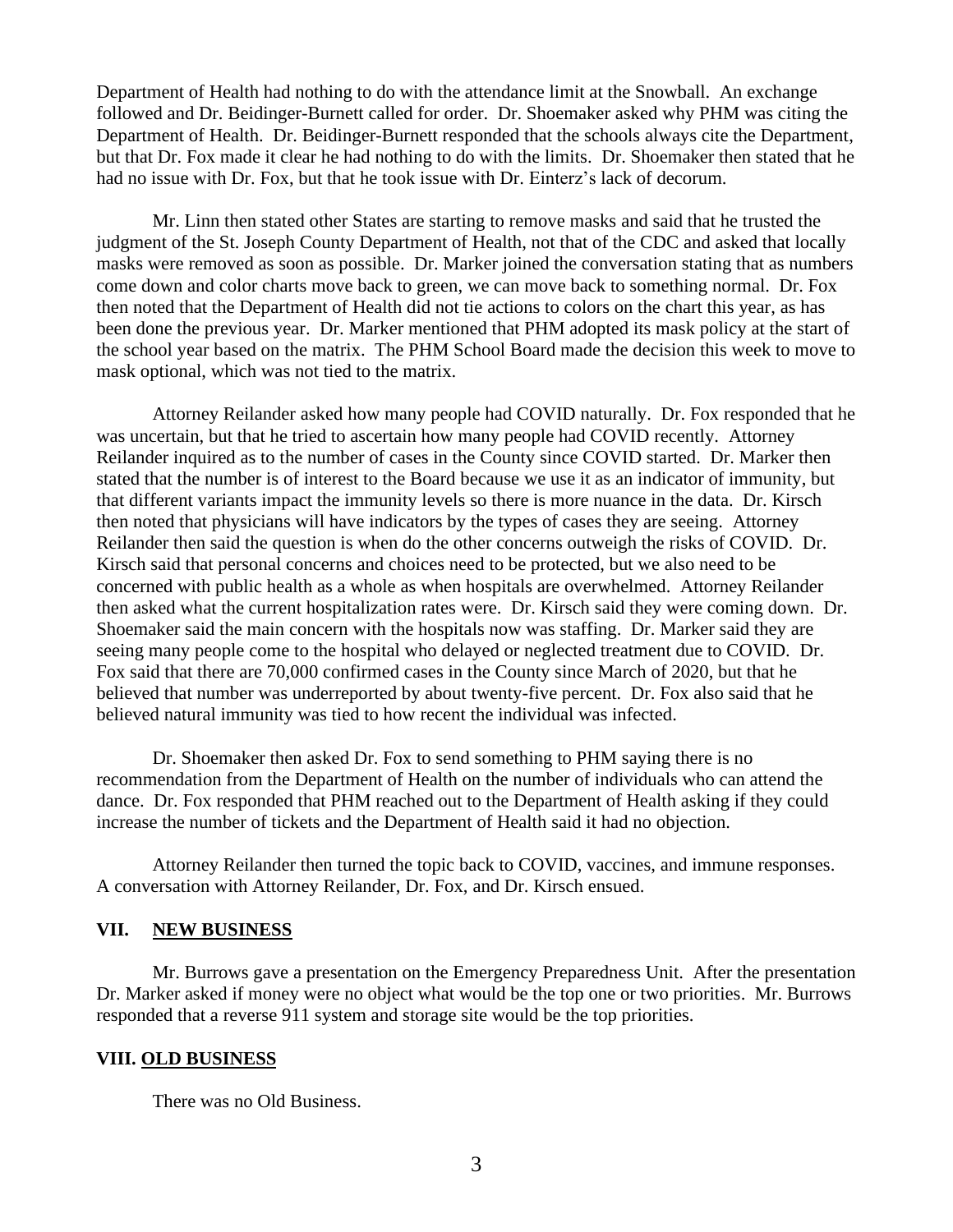Department of Health had nothing to do with the attendance limit at the Snowball. An exchange followed and Dr. Beidinger-Burnett called for order. Dr. Shoemaker asked why PHM was citing the Department of Health. Dr. Beidinger-Burnett responded that the schools always cite the Department, but that Dr. Fox made it clear he had nothing to do with the limits. Dr. Shoemaker then stated that he had no issue with Dr. Fox, but that he took issue with Dr. Einterz's lack of decorum.

Mr. Linn then stated other States are starting to remove masks and said that he trusted the judgment of the St. Joseph County Department of Health, not that of the CDC and asked that locally masks were removed as soon as possible. Dr. Marker joined the conversation stating that as numbers come down and color charts move back to green, we can move back to something normal. Dr. Fox then noted that the Department of Health did not tie actions to colors on the chart this year, as has been done the previous year. Dr. Marker mentioned that PHM adopted its mask policy at the start of the school year based on the matrix. The PHM School Board made the decision this week to move to mask optional, which was not tied to the matrix.

Attorney Reilander asked how many people had COVID naturally. Dr. Fox responded that he was uncertain, but that he tried to ascertain how many people had COVID recently. Attorney Reilander inquired as to the number of cases in the County since COVID started. Dr. Marker then stated that the number is of interest to the Board because we use it as an indicator of immunity, but that different variants impact the immunity levels so there is more nuance in the data. Dr. Kirsch then noted that physicians will have indicators by the types of cases they are seeing. Attorney Reilander then said the question is when do the other concerns outweigh the risks of COVID. Dr. Kirsch said that personal concerns and choices need to be protected, but we also need to be concerned with public health as a whole as when hospitals are overwhelmed. Attorney Reilander then asked what the current hospitalization rates were. Dr. Kirsch said they were coming down. Dr. Shoemaker said the main concern with the hospitals now was staffing. Dr. Marker said they are seeing many people come to the hospital who delayed or neglected treatment due to COVID. Dr. Fox said that there are 70,000 confirmed cases in the County since March of 2020, but that he believed that number was underreported by about twenty-five percent. Dr. Fox also said that he believed natural immunity was tied to how recent the individual was infected.

Dr. Shoemaker then asked Dr. Fox to send something to PHM saying there is no recommendation from the Department of Health on the number of individuals who can attend the dance. Dr. Fox responded that PHM reached out to the Department of Health asking if they could increase the number of tickets and the Department of Health said it had no objection.

Attorney Reilander then turned the topic back to COVID, vaccines, and immune responses. A conversation with Attorney Reilander, Dr. Fox, and Dr. Kirsch ensued.

## VII. NEW BUSINESS

Mr. Burrows gave a presentation on the Emergency Preparedness Unit. After the presentation Dr. Marker asked if money were no object what would be the top one or two priorities. Mr. Burrows responded that a reverse 911 system and storage site would be the top priorities.

## VIII. OLD BUSINESS

There was no Old Business.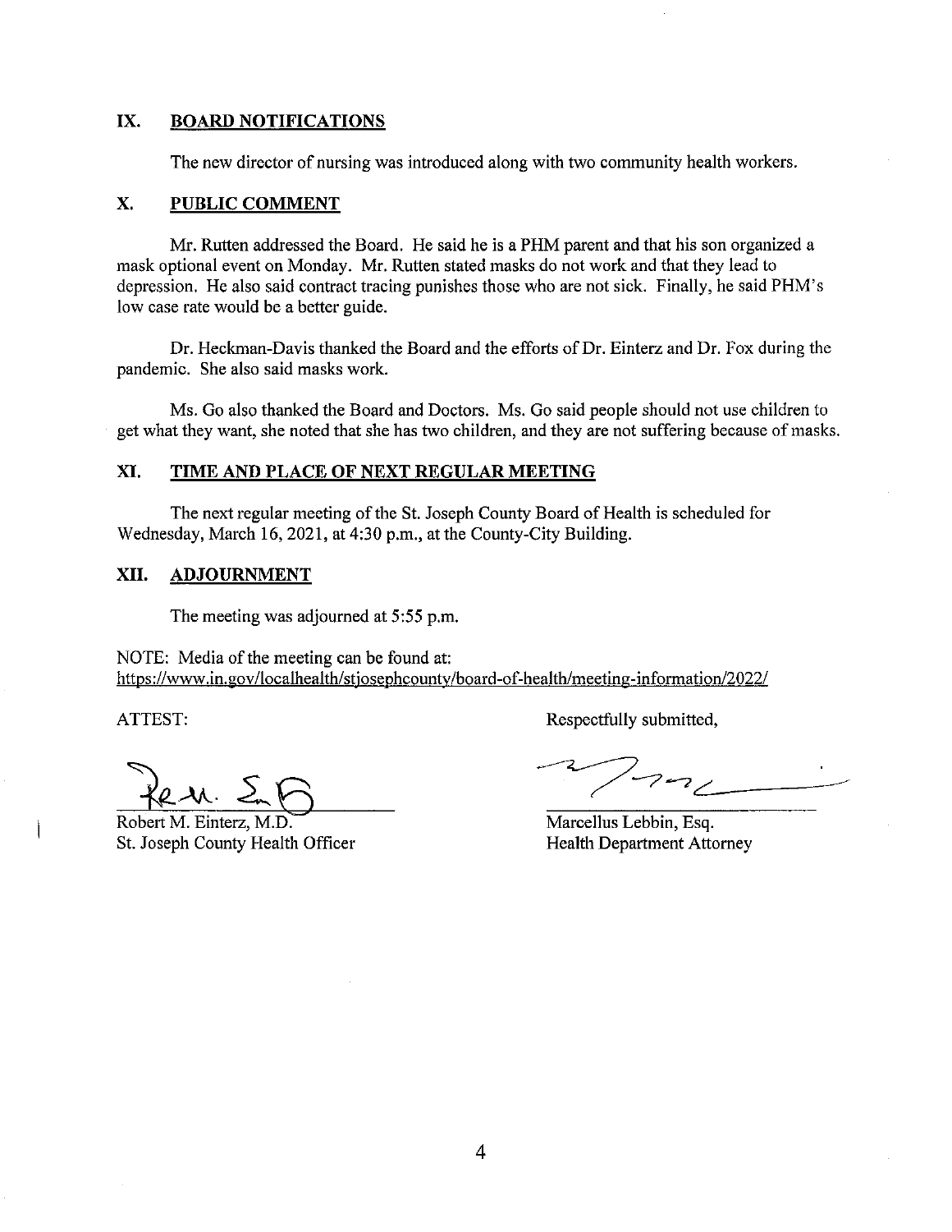## IX. BOARD NOTIFICATIONS

The new director of nursing was introduced along with two community health workers.

## X. PUBLIC COMMENT

Mr. Rutten addressed the Board. He said he is a PHM parent and that his son organized a mask optional event on Monday. Mr. Rutten stated masks do not work and that they lead to depression. He also said contract tracing punishes those who are not sick. Finally, he said PHM's low case rate would be a better guide.

Dr. Heckman-Davis thanked the Board and the efforts of Dr. Einterz and Dr. Fox during the pandemic. She also said masks work.

Ms. Go also thanked the Board and Doctors. Ms. Go said people should not use children to get what they want, she noted that she has two children, and they are not suffering because of masks.

## XI. TIME AND PLACE OF NEXT REGULAR MEETING

The next regular meeting of the St. Joseph County Board of Health is scheduled for Wednesday, March 16, 2021, at 4:30 p.m., at the County-City Building.

## XII. ADJOURNMENT

The meeting was adjourned at 5:55 p.m.

NOTE: Media of the meeting can be found at:
https://www.in.gov/localhealth/stjosephcounty/board-of-health/meeting-information/2022/

ATTEST:

Robert M. Einterz, M.D.
St. Joseph County Health Officer

Respectfully submitted,

Marcellus Lebbin, Esq.
Health Department Attorney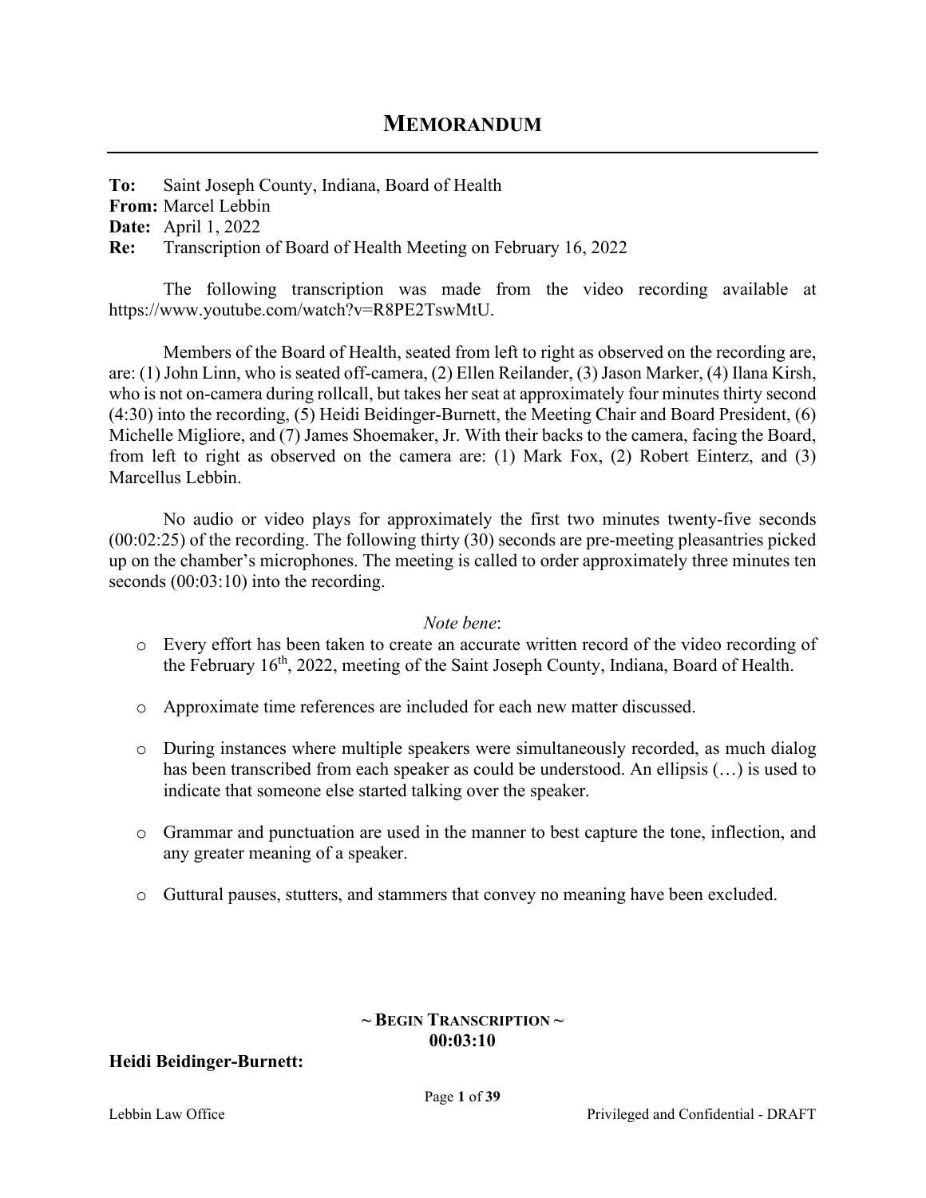# MEMORANDUM

**To:** Saint Joseph County, Indiana, Board of Health
**From:** Marcel Lebbin
**Date:** April 1, 2022
**Re:** Transcription of Board of Health Meeting on February 16, 2022

The following transcription was made from the video recording available at https://www.youtube.com/watch?v=R8PE2TswMtU.

Members of the Board of Health, seated from left to right as observed on the recording are, are: (1) John Linn, who is seated off-camera, (2) Ellen Reilander, (3) Jason Marker, (4) Ilana Kirsh, who is not on-camera during rollcall, but takes her seat at approximately four minutes thirty second (4:30) into the recording, (5) Heidi Beidinger-Burnett, the Meeting Chair and Board President, (6) Michelle Migliore, and (7) James Shoemaker, Jr. With their backs to the camera, facing the Board, from left to right as observed on the camera are: (1) Mark Fox, (2) Robert Einterz, and (3) Marcellus Lebbin.

No audio or video plays for approximately the first two minutes twenty-five seconds (00:02:25) of the recording. The following thirty (30) seconds are pre-meeting pleasantries picked up on the chamber's microphones. The meeting is called to order approximately three minutes ten seconds (00:03:10) into the recording.

*Note bene*:

- Every effort has been taken to create an accurate written record of the video recording of the February 16th, 2022, meeting of the Saint Joseph County, Indiana, Board of Health.
- Approximate time references are included for each new matter discussed.
- During instances where multiple speakers were simultaneously recorded, as much dialog has been transcribed from each speaker as could be understood. An ellipsis (…) is used to indicate that someone else started talking over the speaker.
- Grammar and punctuation are used in the manner to best capture the tone, inflection, and any greater meaning of a speaker.
- Guttural pauses, stutters, and stammers that convey no meaning have been excluded.

**~ BEGIN TRANSCRIPTION ~**
**00:03:10**

**Heidi Beidinger-Burnett:**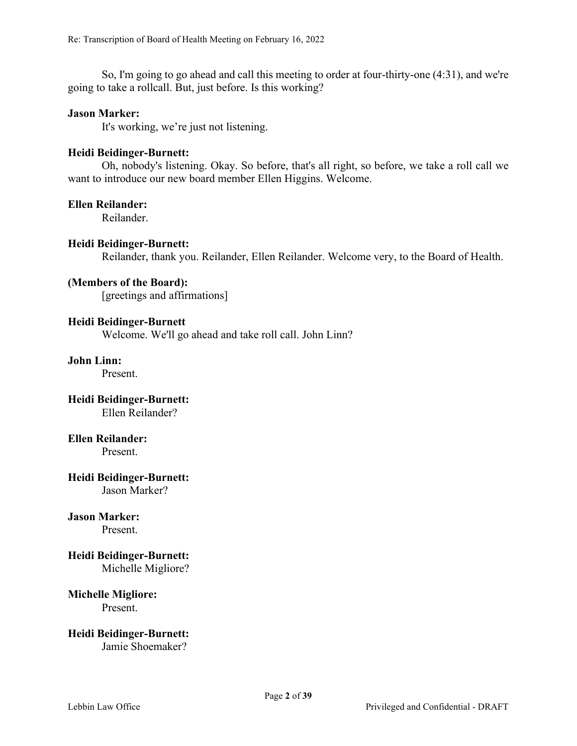So, I'm going to go ahead and call this meeting to order at four-thirty-one (4:31), and we're going to take a rollcall. But, just before. Is this working?

**Jason Marker:**

It's working, we're just not listening.

**Heidi Beidinger-Burnett:**

Oh, nobody's listening. Okay. So before, that's all right, so before, we take a roll call we want to introduce our new board member Ellen Higgins. Welcome.

**Ellen Reilander:**

Reilander.

**Heidi Beidinger-Burnett:**

Reilander, thank you. Reilander, Ellen Reilander. Welcome very, to the Board of Health.

**(Members of the Board):**

[greetings and affirmations]

**Heidi Beidinger-Burnett**

Welcome. We'll go ahead and take roll call. John Linn?

**John Linn:**

Present.

**Heidi Beidinger-Burnett:**

Ellen Reilander?

**Ellen Reilander:**

Present.

**Heidi Beidinger-Burnett:**

Jason Marker?

**Jason Marker:**

Present.

**Heidi Beidinger-Burnett:**

Michelle Migliore?

**Michelle Migliore:**

Present.

**Heidi Beidinger-Burnett:**

Jamie Shoemaker?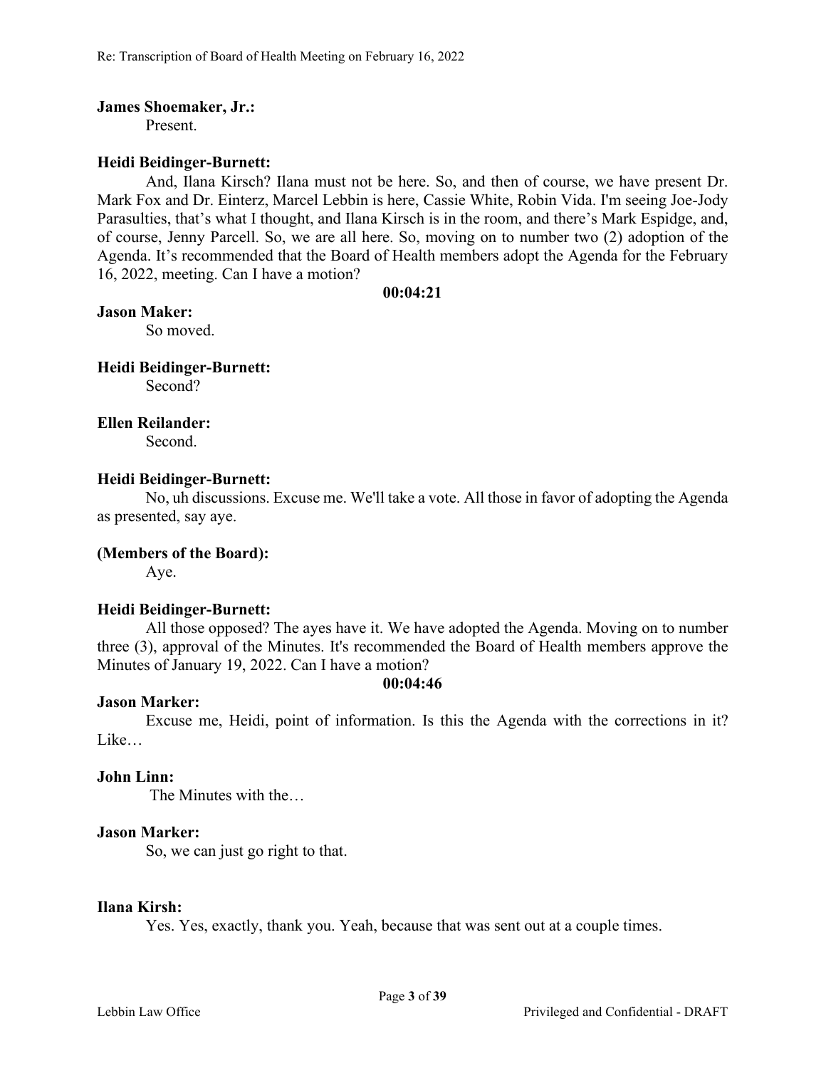**James Shoemaker, Jr.:**

Present.

**Heidi Beidinger-Burnett:**

And, Ilana Kirsch? Ilana must not be here. So, and then of course, we have present Dr. Mark Fox and Dr. Einterz, Marcel Lebbin is here, Cassie White, Robin Vida. I'm seeing Joe-Jody Parasulties, that's what I thought, and Ilana Kirsch is in the room, and there's Mark Espidge, and, of course, Jenny Parcell. So, we are all here. So, moving on to number two (2) adoption of the Agenda. It's recommended that the Board of Health members adopt the Agenda for the February 16, 2022, meeting. Can I have a motion?

**00:04:21**

**Jason Maker:**

So moved.

**Heidi Beidinger-Burnett:**

Second?

**Ellen Reilander:**

Second.

**Heidi Beidinger-Burnett:**

No, uh discussions. Excuse me. We'll take a vote. All those in favor of adopting the Agenda as presented, say aye.

**(Members of the Board):**

Aye.

**Heidi Beidinger-Burnett:**

All those opposed? The ayes have it. We have adopted the Agenda. Moving on to number three (3), approval of the Minutes. It's recommended the Board of Health members approve the Minutes of January 19, 2022. Can I have a motion?

**00:04:46**

**Jason Marker:**

Excuse me, Heidi, point of information. Is this the Agenda with the corrections in it? Like…

**John Linn:**

The Minutes with the…

**Jason Marker:**

So, we can just go right to that.

**Ilana Kirsh:**

Yes. Yes, exactly, thank you. Yeah, because that was sent out at a couple times.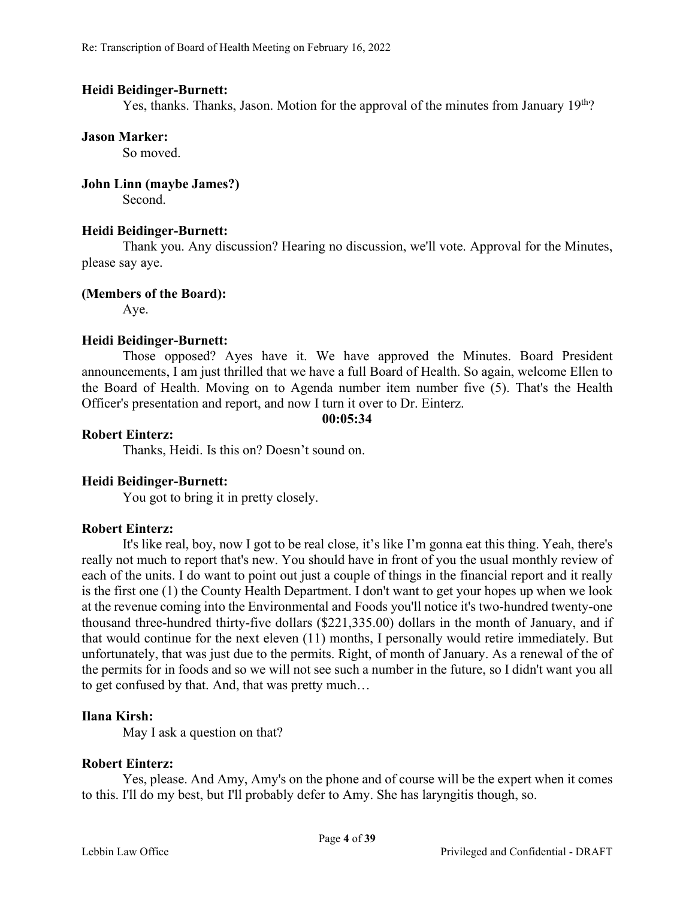**Heidi Beidinger-Burnett:**

Yes, thanks. Thanks, Jason. Motion for the approval of the minutes from January 19th?

**Jason Marker:**

So moved.

**John Linn (maybe James?)**

Second.

**Heidi Beidinger-Burnett:**

Thank you. Any discussion? Hearing no discussion, we'll vote. Approval for the Minutes, please say aye.

**(Members of the Board):**

Aye.

**Heidi Beidinger-Burnett:**

Those opposed? Ayes have it. We have approved the Minutes. Board President announcements, I am just thrilled that we have a full Board of Health. So again, welcome Ellen to the Board of Health. Moving on to Agenda number item number five (5). That's the Health Officer's presentation and report, and now I turn it over to Dr. Einterz.

**00:05:34**

**Robert Einterz:**

Thanks, Heidi. Is this on? Doesn't sound on.

**Heidi Beidinger-Burnett:**

You got to bring it in pretty closely.

**Robert Einterz:**

It's like real, boy, now I got to be real close, it's like I'm gonna eat this thing. Yeah, there's really not much to report that's new. You should have in front of you the usual monthly review of each of the units. I do want to point out just a couple of things in the financial report and it really is the first one (1) the County Health Department. I don't want to get your hopes up when we look at the revenue coming into the Environmental and Foods you'll notice it's two-hundred twenty-one thousand three-hundred thirty-five dollars ($221,335.00) dollars in the month of January, and if that would continue for the next eleven (11) months, I personally would retire immediately. But unfortunately, that was just due to the permits. Right, of month of January. As a renewal of the of the permits for in foods and so we will not see such a number in the future, so I didn't want you all to get confused by that. And, that was pretty much…

**Ilana Kirsh:**

May I ask a question on that?

**Robert Einterz:**

Yes, please. And Amy, Amy's on the phone and of course will be the expert when it comes to this. I'll do my best, but I'll probably defer to Amy. She has laryngitis though, so.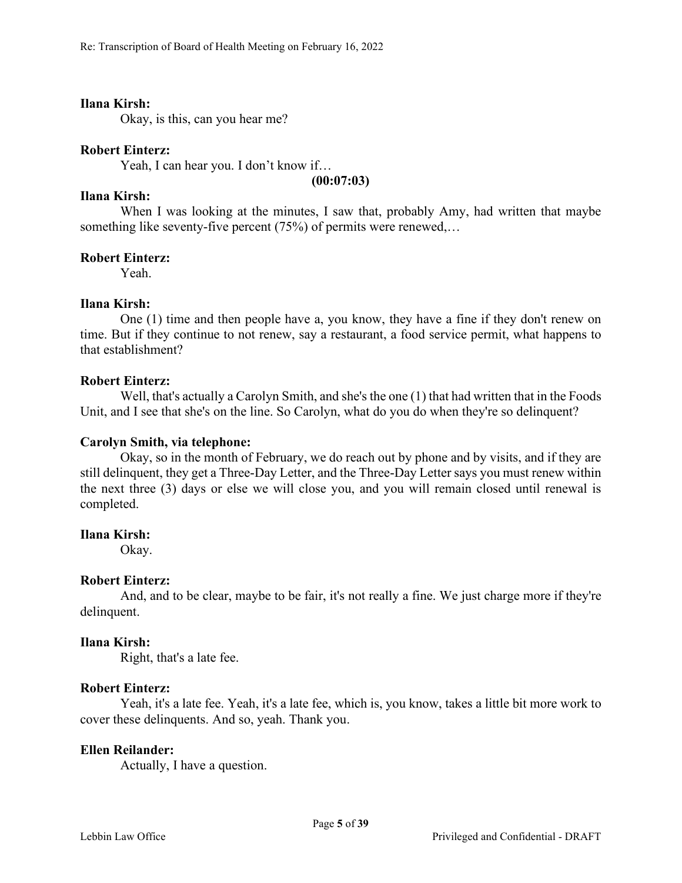**Ilana Kirsh:**

Okay, is this, can you hear me?

**Robert Einterz:**

Yeah, I can hear you. I don't know if…

**(00:07:03)**

**Ilana Kirsh:**

When I was looking at the minutes, I saw that, probably Amy, had written that maybe something like seventy-five percent (75%) of permits were renewed,…

**Robert Einterz:**

Yeah.

**Ilana Kirsh:**

One (1) time and then people have a, you know, they have a fine if they don't renew on time. But if they continue to not renew, say a restaurant, a food service permit, what happens to that establishment?

**Robert Einterz:**

Well, that's actually a Carolyn Smith, and she's the one (1) that had written that in the Foods Unit, and I see that she's on the line. So Carolyn, what do you do when they're so delinquent?

**Carolyn Smith, via telephone:**

Okay, so in the month of February, we do reach out by phone and by visits, and if they are still delinquent, they get a Three-Day Letter, and the Three-Day Letter says you must renew within the next three (3) days or else we will close you, and you will remain closed until renewal is completed.

**Ilana Kirsh:**

Okay.

**Robert Einterz:**

And, and to be clear, maybe to be fair, it's not really a fine. We just charge more if they're delinquent.

**Ilana Kirsh:**

Right, that's a late fee.

**Robert Einterz:**

Yeah, it's a late fee. Yeah, it's a late fee, which is, you know, takes a little bit more work to cover these delinquents. And so, yeah. Thank you.

**Ellen Reilander:**

Actually, I have a question.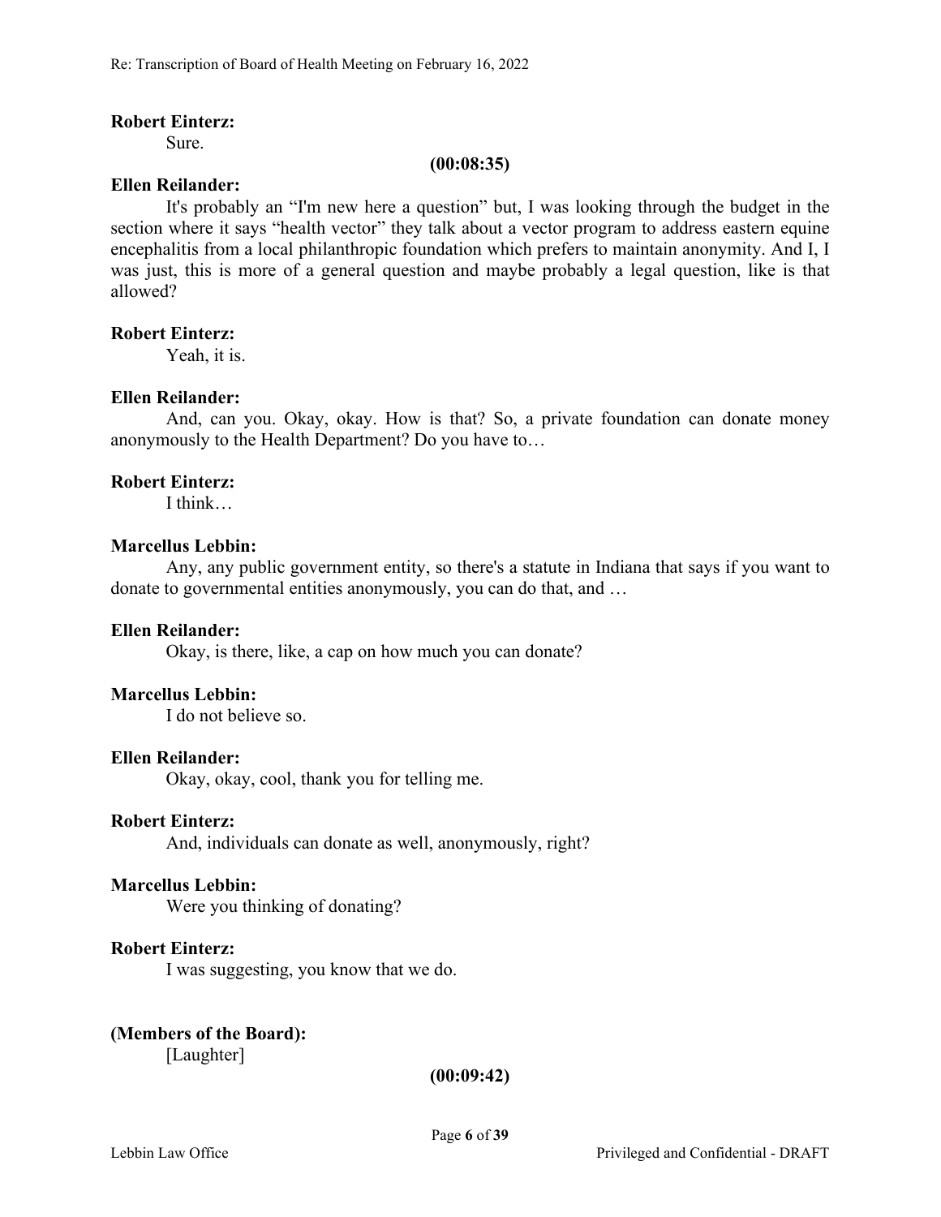**Robert Einterz:**

Sure.

**(00:08:35)**

**Ellen Reilander:**

It's probably an "I'm new here a question" but, I was looking through the budget in the section where it says "health vector" they talk about a vector program to address eastern equine encephalitis from a local philanthropic foundation which prefers to maintain anonymity. And I, I was just, this is more of a general question and maybe probably a legal question, like is that allowed?

**Robert Einterz:**

Yeah, it is.

**Ellen Reilander:**

And, can you. Okay, okay. How is that? So, a private foundation can donate money anonymously to the Health Department? Do you have to…

**Robert Einterz:**

I think…

**Marcellus Lebbin:**

Any, any public government entity, so there's a statute in Indiana that says if you want to donate to governmental entities anonymously, you can do that, and …

**Ellen Reilander:**

Okay, is there, like, a cap on how much you can donate?

**Marcellus Lebbin:**

I do not believe so.

**Ellen Reilander:**

Okay, okay, cool, thank you for telling me.

**Robert Einterz:**

And, individuals can donate as well, anonymously, right?

**Marcellus Lebbin:**

Were you thinking of donating?

**Robert Einterz:**

I was suggesting, you know that we do.

**(Members of the Board):**

[Laughter]

**(00:09:42)**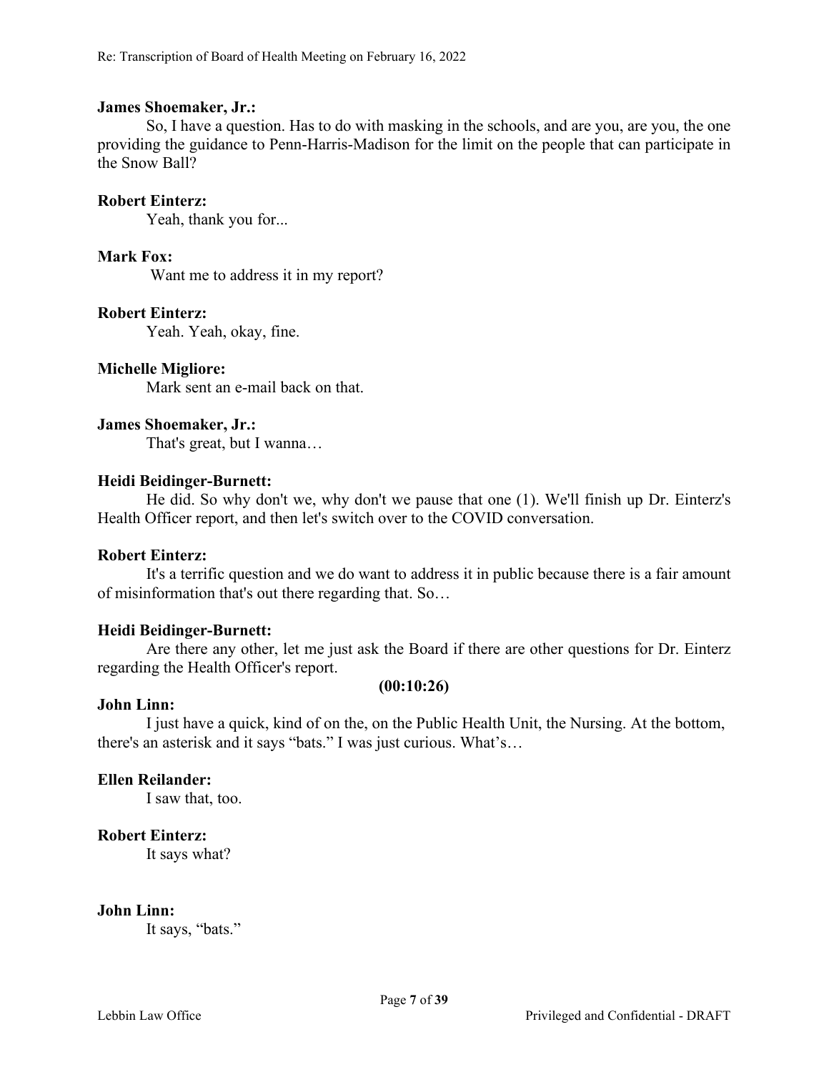**James Shoemaker, Jr.:**

So, I have a question. Has to do with masking in the schools, and are you, are you, the one providing the guidance to Penn-Harris-Madison for the limit on the people that can participate in the Snow Ball?

**Robert Einterz:**

Yeah, thank you for...

**Mark Fox:**

Want me to address it in my report?

**Robert Einterz:**

Yeah. Yeah, okay, fine.

**Michelle Migliore:**

Mark sent an e-mail back on that.

**James Shoemaker, Jr.:**

That's great, but I wanna…

**Heidi Beidinger-Burnett:**

He did. So why don't we, why don't we pause that one (1). We'll finish up Dr. Einterz's Health Officer report, and then let's switch over to the COVID conversation.

**Robert Einterz:**

It's a terrific question and we do want to address it in public because there is a fair amount of misinformation that's out there regarding that. So…

**Heidi Beidinger-Burnett:**

Are there any other, let me just ask the Board if there are other questions for Dr. Einterz regarding the Health Officer's report.

**(00:10:26)**

**John Linn:**

I just have a quick, kind of on the, on the Public Health Unit, the Nursing. At the bottom, there's an asterisk and it says "bats." I was just curious. What's…

**Ellen Reilander:**

I saw that, too.

**Robert Einterz:**

It says what?

**John Linn:**

It says, "bats."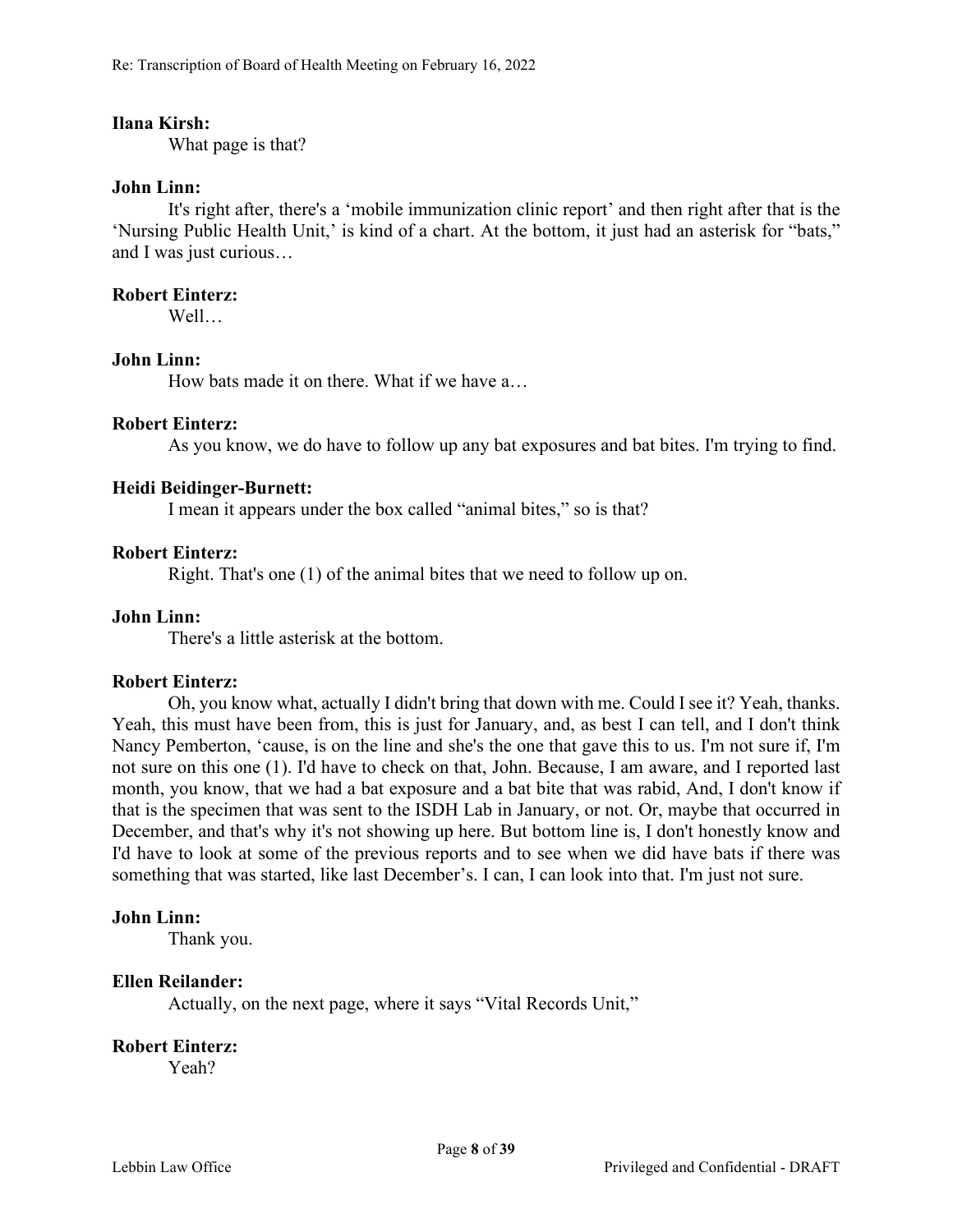**Ilana Kirsh:**

What page is that?

**John Linn:**

It's right after, there's a 'mobile immunization clinic report' and then right after that is the 'Nursing Public Health Unit,' is kind of a chart. At the bottom, it just had an asterisk for "bats," and I was just curious…

**Robert Einterz:**

Well…

**John Linn:**

How bats made it on there. What if we have a…

**Robert Einterz:**

As you know, we do have to follow up any bat exposures and bat bites. I'm trying to find.

**Heidi Beidinger-Burnett:**

I mean it appears under the box called "animal bites," so is that?

**Robert Einterz:**

Right. That's one (1) of the animal bites that we need to follow up on.

**John Linn:**

There's a little asterisk at the bottom.

**Robert Einterz:**

Oh, you know what, actually I didn't bring that down with me. Could I see it? Yeah, thanks. Yeah, this must have been from, this is just for January, and, as best I can tell, and I don't think Nancy Pemberton, 'cause, is on the line and she's the one that gave this to us. I'm not sure if, I'm not sure on this one (1). I'd have to check on that, John. Because, I am aware, and I reported last month, you know, that we had a bat exposure and a bat bite that was rabid, And, I don't know if that is the specimen that was sent to the ISDH Lab in January, or not. Or, maybe that occurred in December, and that's why it's not showing up here. But bottom line is, I don't honestly know and I'd have to look at some of the previous reports and to see when we did have bats if there was something that was started, like last December's. I can, I can look into that. I'm just not sure.

**John Linn:**

Thank you.

**Ellen Reilander:**

Actually, on the next page, where it says "Vital Records Unit,"

**Robert Einterz:**

Yeah?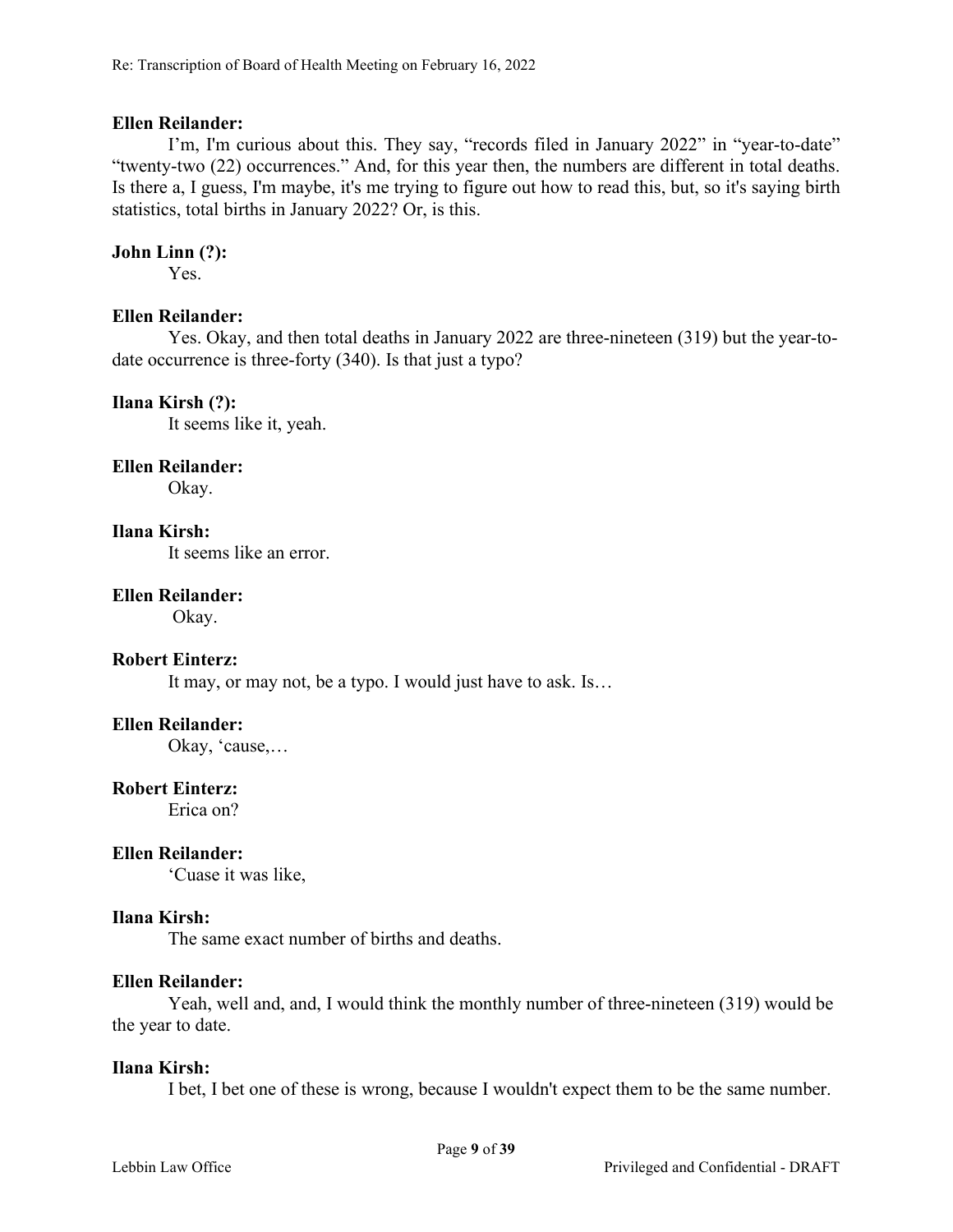**Ellen Reilander:**

I'm, I'm curious about this. They say, "records filed in January 2022" in "year-to-date" "twenty-two (22) occurrences." And, for this year then, the numbers are different in total deaths. Is there a, I guess, I'm maybe, it's me trying to figure out how to read this, but, so it's saying birth statistics, total births in January 2022? Or, is this.

**John Linn (?):**

Yes.

**Ellen Reilander:**

Yes. Okay, and then total deaths in January 2022 are three-nineteen (319) but the year-to-date occurrence is three-forty (340). Is that just a typo?

**Ilana Kirsh (?):**

It seems like it, yeah.

**Ellen Reilander:**

Okay.

**Ilana Kirsh:**

It seems like an error.

**Ellen Reilander:**

Okay.

**Robert Einterz:**

It may, or may not, be a typo. I would just have to ask. Is…

**Ellen Reilander:**

Okay, 'cause,…

**Robert Einterz:**

Erica on?

**Ellen Reilander:**

'Cuase it was like,

**Ilana Kirsh:**

The same exact number of births and deaths.

**Ellen Reilander:**

Yeah, well and, and, I would think the monthly number of three-nineteen (319) would be the year to date.

**Ilana Kirsh:**

I bet, I bet one of these is wrong, because I wouldn't expect them to be the same number.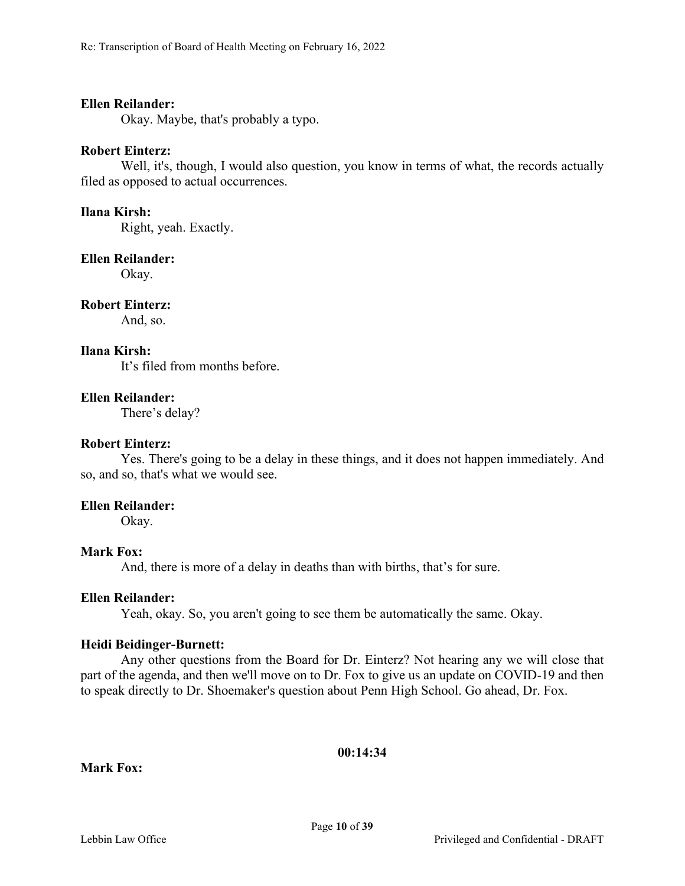**Ellen Reilander:**

Okay. Maybe, that's probably a typo.

**Robert Einterz:**

Well, it's, though, I would also question, you know in terms of what, the records actually filed as opposed to actual occurrences.

**Ilana Kirsh:**

Right, yeah. Exactly.

**Ellen Reilander:**

Okay.

**Robert Einterz:**

And, so.

**Ilana Kirsh:**

It's filed from months before.

**Ellen Reilander:**

There's delay?

**Robert Einterz:**

Yes. There's going to be a delay in these things, and it does not happen immediately. And so, and so, that's what we would see.

**Ellen Reilander:**

Okay.

**Mark Fox:**

And, there is more of a delay in deaths than with births, that's for sure.

**Ellen Reilander:**

Yeah, okay. So, you aren't going to see them be automatically the same. Okay.

**Heidi Beidinger-Burnett:**

Any other questions from the Board for Dr. Einterz? Not hearing any we will close that part of the agenda, and then we'll move on to Dr. Fox to give us an update on COVID-19 and then to speak directly to Dr. Shoemaker's question about Penn High School. Go ahead, Dr. Fox.

**00:14:34**

**Mark Fox:**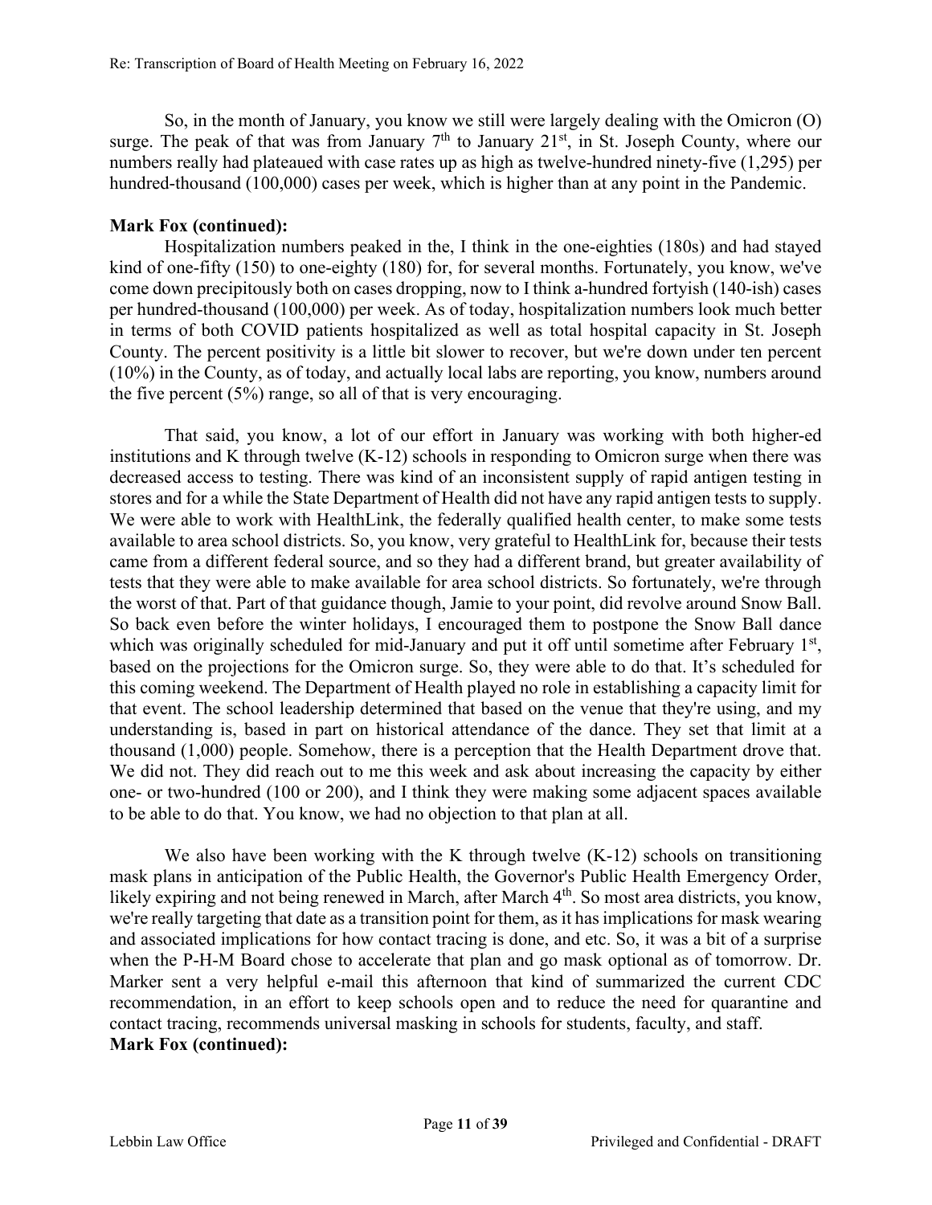So, in the month of January, you know we still were largely dealing with the Omicron (O) surge. The peak of that was from January 7th to January 21st, in St. Joseph County, where our numbers really had plateaued with case rates up as high as twelve-hundred ninety-five (1,295) per hundred-thousand (100,000) cases per week, which is higher than at any point in the Pandemic.

**Mark Fox (continued):**

Hospitalization numbers peaked in the, I think in the one-eighties (180s) and had stayed kind of one-fifty (150) to one-eighty (180) for, for several months. Fortunately, you know, we've come down precipitously both on cases dropping, now to I think a-hundred fortyish (140-ish) cases per hundred-thousand (100,000) per week. As of today, hospitalization numbers look much better in terms of both COVID patients hospitalized as well as total hospital capacity in St. Joseph County. The percent positivity is a little bit slower to recover, but we're down under ten percent (10%) in the County, as of today, and actually local labs are reporting, you know, numbers around the five percent (5%) range, so all of that is very encouraging.

That said, you know, a lot of our effort in January was working with both higher-ed institutions and K through twelve (K-12) schools in responding to Omicron surge when there was decreased access to testing. There was kind of an inconsistent supply of rapid antigen testing in stores and for a while the State Department of Health did not have any rapid antigen tests to supply. We were able to work with HealthLink, the federally qualified health center, to make some tests available to area school districts. So, you know, very grateful to HealthLink for, because their tests came from a different federal source, and so they had a different brand, but greater availability of tests that they were able to make available for area school districts. So fortunately, we're through the worst of that. Part of that guidance though, Jamie to your point, did revolve around Snow Ball. So back even before the winter holidays, I encouraged them to postpone the Snow Ball dance which was originally scheduled for mid-January and put it off until sometime after February 1st, based on the projections for the Omicron surge. So, they were able to do that. It's scheduled for this coming weekend. The Department of Health played no role in establishing a capacity limit for that event. The school leadership determined that based on the venue that they're using, and my understanding is, based in part on historical attendance of the dance. They set that limit at a thousand (1,000) people. Somehow, there is a perception that the Health Department drove that. We did not. They did reach out to me this week and ask about increasing the capacity by either one- or two-hundred (100 or 200), and I think they were making some adjacent spaces available to be able to do that. You know, we had no objection to that plan at all.

We also have been working with the K through twelve (K-12) schools on transitioning mask plans in anticipation of the Public Health, the Governor's Public Health Emergency Order, likely expiring and not being renewed in March, after March 4th. So most area districts, you know, we're really targeting that date as a transition point for them, as it has implications for mask wearing and associated implications for how contact tracing is done, and etc. So, it was a bit of a surprise when the P-H-M Board chose to accelerate that plan and go mask optional as of tomorrow. Dr. Marker sent a very helpful e-mail this afternoon that kind of summarized the current CDC recommendation, in an effort to keep schools open and to reduce the need for quarantine and contact tracing, recommends universal masking in schools for students, faculty, and staff.

**Mark Fox (continued):**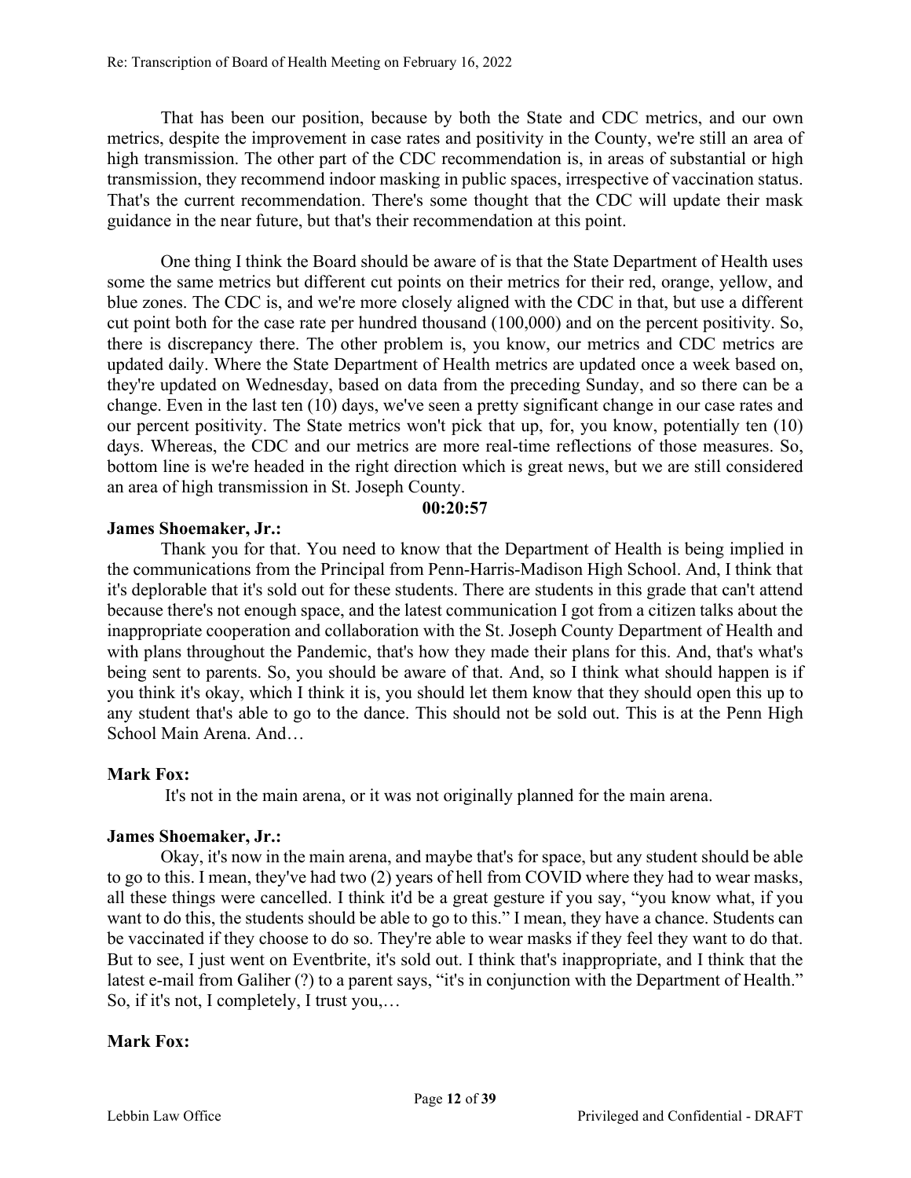That has been our position, because by both the State and CDC metrics, and our own metrics, despite the improvement in case rates and positivity in the County, we're still an area of high transmission. The other part of the CDC recommendation is, in areas of substantial or high transmission, they recommend indoor masking in public spaces, irrespective of vaccination status. That's the current recommendation. There's some thought that the CDC will update their mask guidance in the near future, but that's their recommendation at this point.

One thing I think the Board should be aware of is that the State Department of Health uses some the same metrics but different cut points on their metrics for their red, orange, yellow, and blue zones. The CDC is, and we're more closely aligned with the CDC in that, but use a different cut point both for the case rate per hundred thousand (100,000) and on the percent positivity. So, there is discrepancy there. The other problem is, you know, our metrics and CDC metrics are updated daily. Where the State Department of Health metrics are updated once a week based on, they're updated on Wednesday, based on data from the preceding Sunday, and so there can be a change. Even in the last ten (10) days, we've seen a pretty significant change in our case rates and our percent positivity. The State metrics won't pick that up, for, you know, potentially ten (10) days. Whereas, the CDC and our metrics are more real-time reflections of those measures. So, bottom line is we're headed in the right direction which is great news, but we are still considered an area of high transmission in St. Joseph County.

**00:20:57**

**James Shoemaker, Jr.:**

Thank you for that. You need to know that the Department of Health is being implied in the communications from the Principal from Penn-Harris-Madison High School. And, I think that it's deplorable that it's sold out for these students. There are students in this grade that can't attend because there's not enough space, and the latest communication I got from a citizen talks about the inappropriate cooperation and collaboration with the St. Joseph County Department of Health and with plans throughout the Pandemic, that's how they made their plans for this. And, that's what's being sent to parents. So, you should be aware of that. And, so I think what should happen is if you think it's okay, which I think it is, you should let them know that they should open this up to any student that's able to go to the dance. This should not be sold out. This is at the Penn High School Main Arena. And…

**Mark Fox:**

It's not in the main arena, or it was not originally planned for the main arena.

**James Shoemaker, Jr.:**

Okay, it's now in the main arena, and maybe that's for space, but any student should be able to go to this. I mean, they've had two (2) years of hell from COVID where they had to wear masks, all these things were cancelled. I think it'd be a great gesture if you say, "you know what, if you want to do this, the students should be able to go to this." I mean, they have a chance. Students can be vaccinated if they choose to do so. They're able to wear masks if they feel they want to do that. But to see, I just went on Eventbrite, it's sold out. I think that's inappropriate, and I think that the latest e-mail from Galiher (?) to a parent says, "it's in conjunction with the Department of Health." So, if it's not, I completely, I trust you,…

**Mark Fox:**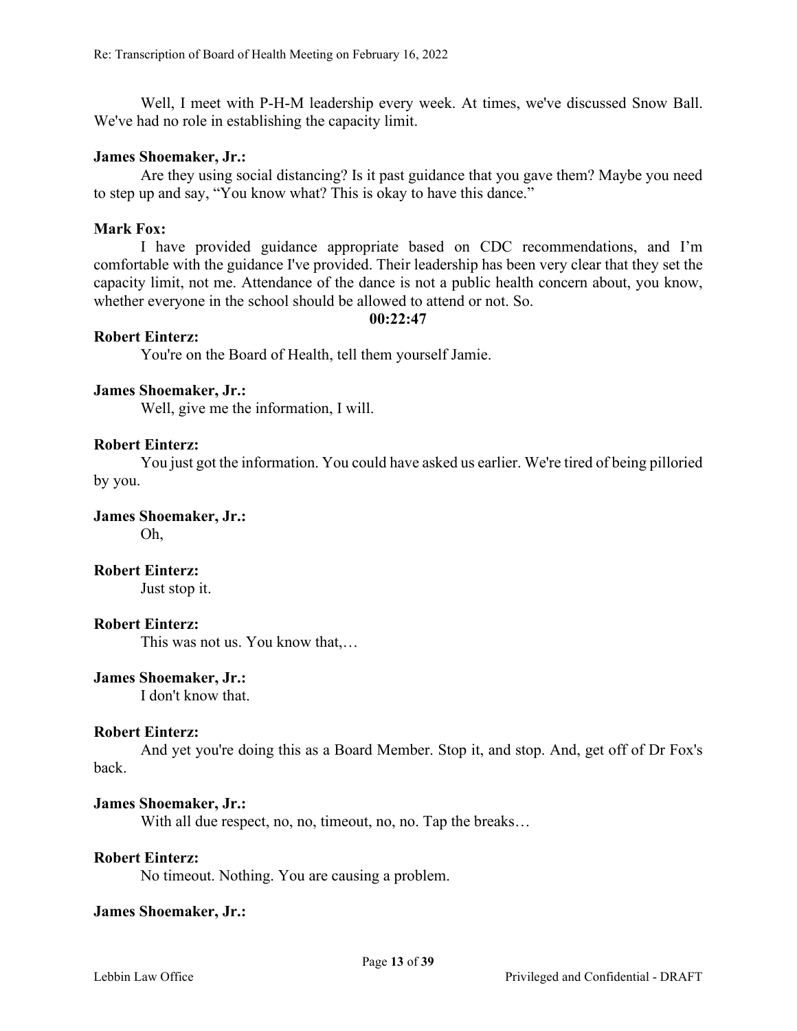Well, I meet with P-H-M leadership every week. At times, we've discussed Snow Ball. We've had no role in establishing the capacity limit.

**James Shoemaker, Jr.:**

Are they using social distancing? Is it past guidance that you gave them? Maybe you need to step up and say, "You know what? This is okay to have this dance."

**Mark Fox:**

I have provided guidance appropriate based on CDC recommendations, and I'm comfortable with the guidance I've provided. Their leadership has been very clear that they set the capacity limit, not me. Attendance of the dance is not a public health concern about, you know, whether everyone in the school should be allowed to attend or not. So.

**00:22:47**

**Robert Einterz:**

You're on the Board of Health, tell them yourself Jamie.

**James Shoemaker, Jr.:**

Well, give me the information, I will.

**Robert Einterz:**

You just got the information. You could have asked us earlier. We're tired of being pilloried by you.

**James Shoemaker, Jr.:**

Oh,

**Robert Einterz:**

Just stop it.

**Robert Einterz:**

This was not us. You know that,…

**James Shoemaker, Jr.:**

I don't know that.

**Robert Einterz:**

And yet you're doing this as a Board Member. Stop it, and stop. And, get off of Dr Fox's back.

**James Shoemaker, Jr.:**

With all due respect, no, no, timeout, no, no. Tap the breaks…

**Robert Einterz:**

No timeout. Nothing. You are causing a problem.

**James Shoemaker, Jr.:**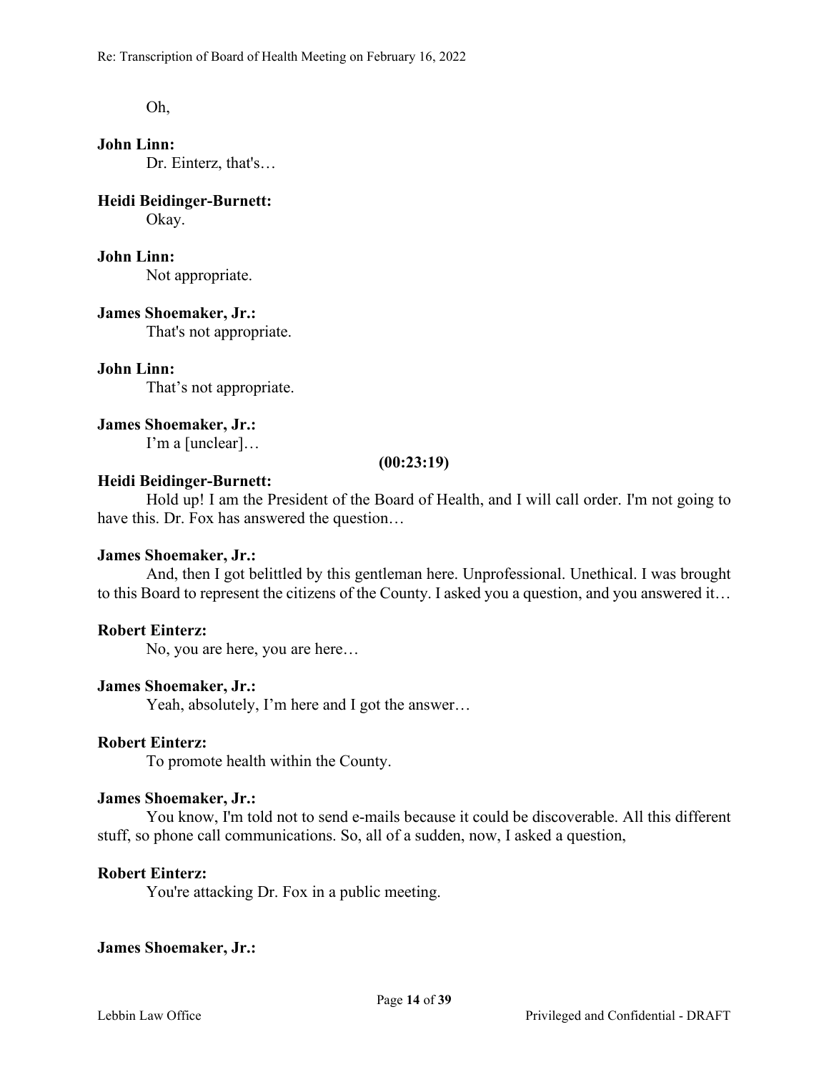Oh,

**John Linn:**

Dr. Einterz, that's…

**Heidi Beidinger-Burnett:**

Okay.

**John Linn:**

Not appropriate.

**James Shoemaker, Jr.:**

That's not appropriate.

**John Linn:**

That's not appropriate.

**James Shoemaker, Jr.:**

I'm a [unclear]…

**(00:23:19)**

**Heidi Beidinger-Burnett:**

Hold up! I am the President of the Board of Health, and I will call order. I'm not going to have this. Dr. Fox has answered the question…

**James Shoemaker, Jr.:**

And, then I got belittled by this gentleman here. Unprofessional. Unethical. I was brought to this Board to represent the citizens of the County. I asked you a question, and you answered it…

**Robert Einterz:**

No, you are here, you are here…

**James Shoemaker, Jr.:**

Yeah, absolutely, I'm here and I got the answer…

**Robert Einterz:**

To promote health within the County.

**James Shoemaker, Jr.:**

You know, I'm told not to send e-mails because it could be discoverable. All this different stuff, so phone call communications. So, all of a sudden, now, I asked a question,

**Robert Einterz:**

You're attacking Dr. Fox in a public meeting.

**James Shoemaker, Jr.:**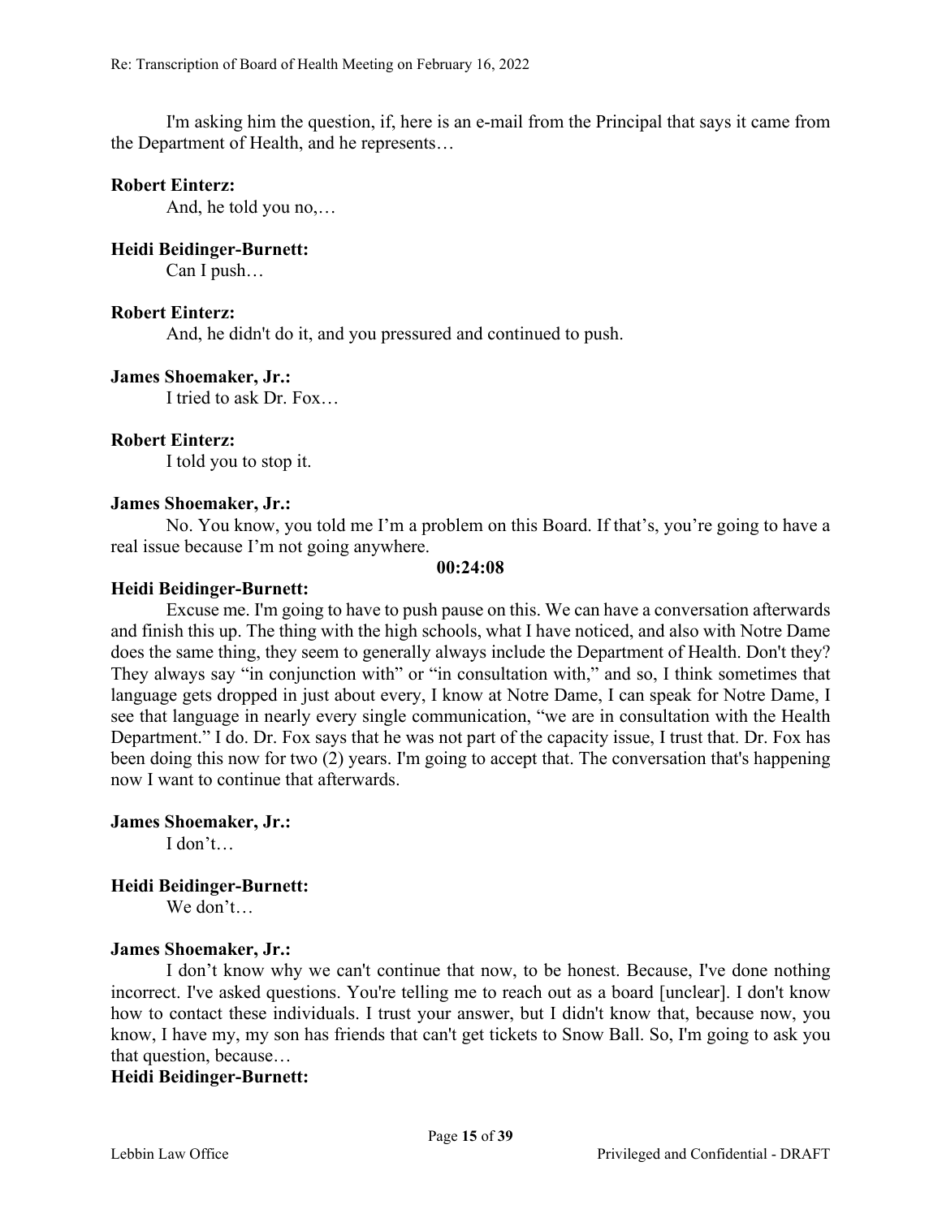I'm asking him the question, if, here is an e-mail from the Principal that says it came from the Department of Health, and he represents…

**Robert Einterz:**

And, he told you no,…

**Heidi Beidinger-Burnett:**

Can I push…

**Robert Einterz:**

And, he didn't do it, and you pressured and continued to push.

**James Shoemaker, Jr.:**

I tried to ask Dr. Fox…

**Robert Einterz:**

I told you to stop it.

**James Shoemaker, Jr.:**

No. You know, you told me I'm a problem on this Board. If that's, you're going to have a real issue because I'm not going anywhere.

**00:24:08**

**Heidi Beidinger-Burnett:**

Excuse me. I'm going to have to push pause on this. We can have a conversation afterwards and finish this up. The thing with the high schools, what I have noticed, and also with Notre Dame does the same thing, they seem to generally always include the Department of Health. Don't they? They always say "in conjunction with" or "in consultation with," and so, I think sometimes that language gets dropped in just about every, I know at Notre Dame, I can speak for Notre Dame, I see that language in nearly every single communication, "we are in consultation with the Health Department." I do. Dr. Fox says that he was not part of the capacity issue, I trust that. Dr. Fox has been doing this now for two (2) years. I'm going to accept that. The conversation that's happening now I want to continue that afterwards.

**James Shoemaker, Jr.:**

I don't…

**Heidi Beidinger-Burnett:**

We don't…

**James Shoemaker, Jr.:**

I don't know why we can't continue that now, to be honest. Because, I've done nothing incorrect. I've asked questions. You're telling me to reach out as a board [unclear]. I don't know how to contact these individuals. I trust your answer, but I didn't know that, because now, you know, I have my, my son has friends that can't get tickets to Snow Ball. So, I'm going to ask you that question, because…

**Heidi Beidinger-Burnett:**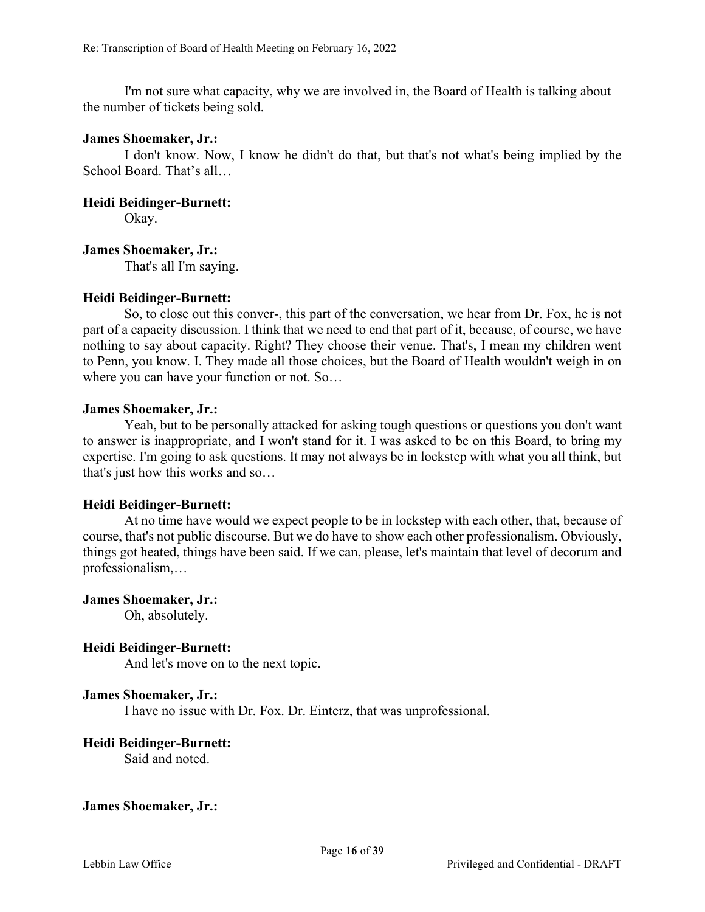I'm not sure what capacity, why we are involved in, the Board of Health is talking about the number of tickets being sold.

**James Shoemaker, Jr.:**

I don't know. Now, I know he didn't do that, but that's not what's being implied by the School Board. That's all…

**Heidi Beidinger-Burnett:**

Okay.

**James Shoemaker, Jr.:**

That's all I'm saying.

**Heidi Beidinger-Burnett:**

So, to close out this conver-, this part of the conversation, we hear from Dr. Fox, he is not part of a capacity discussion. I think that we need to end that part of it, because, of course, we have nothing to say about capacity. Right? They choose their venue. That's, I mean my children went to Penn, you know. I. They made all those choices, but the Board of Health wouldn't weigh in on where you can have your function or not. So…

**James Shoemaker, Jr.:**

Yeah, but to be personally attacked for asking tough questions or questions you don't want to answer is inappropriate, and I won't stand for it. I was asked to be on this Board, to bring my expertise. I'm going to ask questions. It may not always be in lockstep with what you all think, but that's just how this works and so…

**Heidi Beidinger-Burnett:**

At no time have would we expect people to be in lockstep with each other, that, because of course, that's not public discourse. But we do have to show each other professionalism. Obviously, things got heated, things have been said. If we can, please, let's maintain that level of decorum and professionalism,…

**James Shoemaker, Jr.:**

Oh, absolutely.

**Heidi Beidinger-Burnett:**

And let's move on to the next topic.

**James Shoemaker, Jr.:**

I have no issue with Dr. Fox. Dr. Einterz, that was unprofessional.

**Heidi Beidinger-Burnett:**

Said and noted.

**James Shoemaker, Jr.:**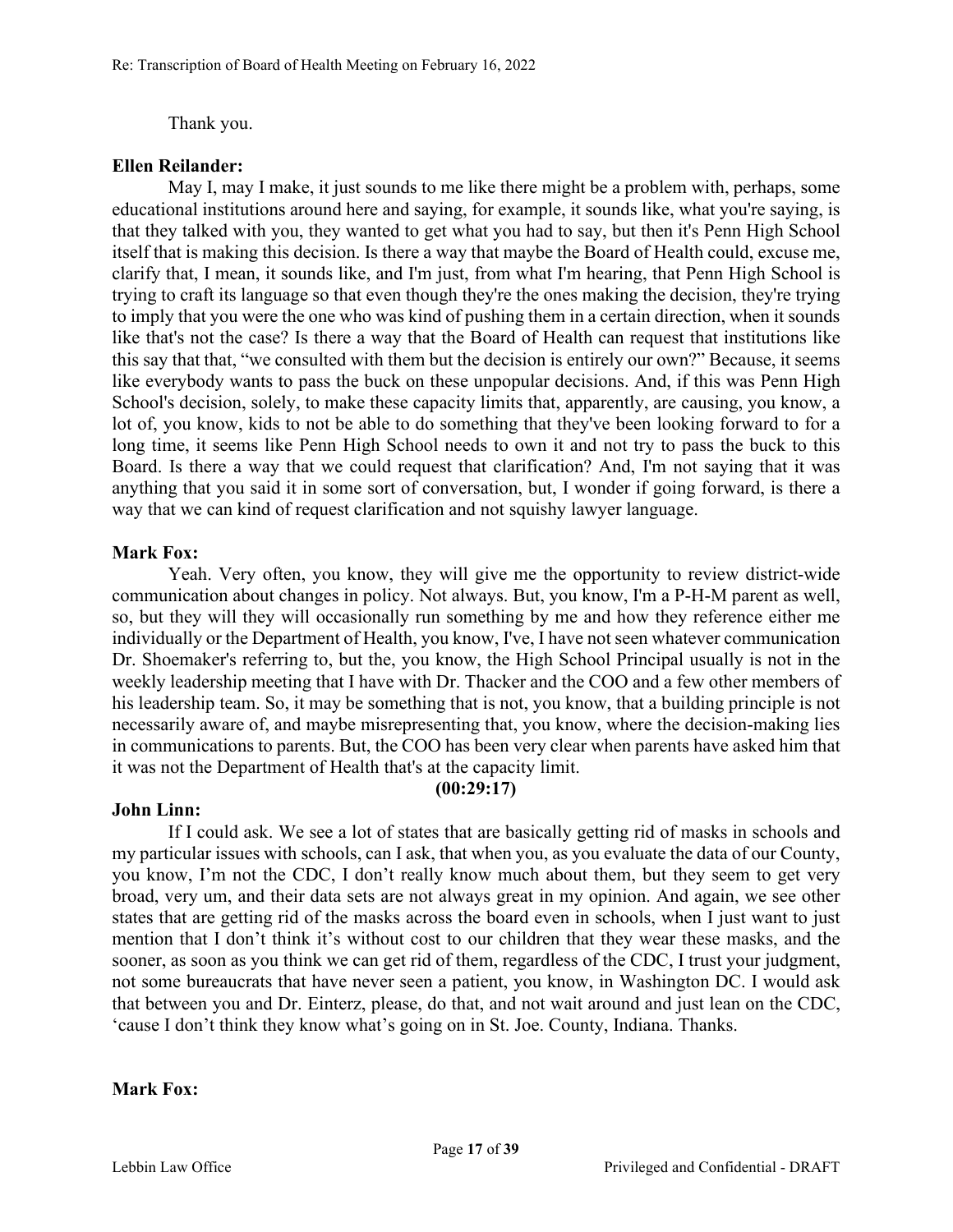Thank you.

**Ellen Reilander:**

May I, may I make, it just sounds to me like there might be a problem with, perhaps, some educational institutions around here and saying, for example, it sounds like, what you're saying, is that they talked with you, they wanted to get what you had to say, but then it's Penn High School itself that is making this decision. Is there a way that maybe the Board of Health could, excuse me, clarify that, I mean, it sounds like, and I'm just, from what I'm hearing, that Penn High School is trying to craft its language so that even though they're the ones making the decision, they're trying to imply that you were the one who was kind of pushing them in a certain direction, when it sounds like that's not the case? Is there a way that the Board of Health can request that institutions like this say that that, "we consulted with them but the decision is entirely our own?" Because, it seems like everybody wants to pass the buck on these unpopular decisions. And, if this was Penn High School's decision, solely, to make these capacity limits that, apparently, are causing, you know, a lot of, you know, kids to not be able to do something that they've been looking forward to for a long time, it seems like Penn High School needs to own it and not try to pass the buck to this Board. Is there a way that we could request that clarification? And, I'm not saying that it was anything that you said it in some sort of conversation, but, I wonder if going forward, is there a way that we can kind of request clarification and not squishy lawyer language.

**Mark Fox:**

Yeah. Very often, you know, they will give me the opportunity to review district-wide communication about changes in policy. Not always. But, you know, I'm a P-H-M parent as well, so, but they will they will occasionally run something by me and how they reference either me individually or the Department of Health, you know, I've, I have not seen whatever communication Dr. Shoemaker's referring to, but the, you know, the High School Principal usually is not in the weekly leadership meeting that I have with Dr. Thacker and the COO and a few other members of his leadership team. So, it may be something that is not, you know, that a building principle is not necessarily aware of, and maybe misrepresenting that, you know, where the decision-making lies in communications to parents. But, the COO has been very clear when parents have asked him that it was not the Department of Health that's at the capacity limit.

**(00:29:17)**

**John Linn:**

If I could ask. We see a lot of states that are basically getting rid of masks in schools and my particular issues with schools, can I ask, that when you, as you evaluate the data of our County, you know, I'm not the CDC, I don't really know much about them, but they seem to get very broad, very um, and their data sets are not always great in my opinion. And again, we see other states that are getting rid of the masks across the board even in schools, when I just want to just mention that I don't think it's without cost to our children that they wear these masks, and the sooner, as soon as you think we can get rid of them, regardless of the CDC, I trust your judgment, not some bureaucrats that have never seen a patient, you know, in Washington DC. I would ask that between you and Dr. Einterz, please, do that, and not wait around and just lean on the CDC, 'cause I don't think they know what's going on in St. Joe. County, Indiana. Thanks.

**Mark Fox:**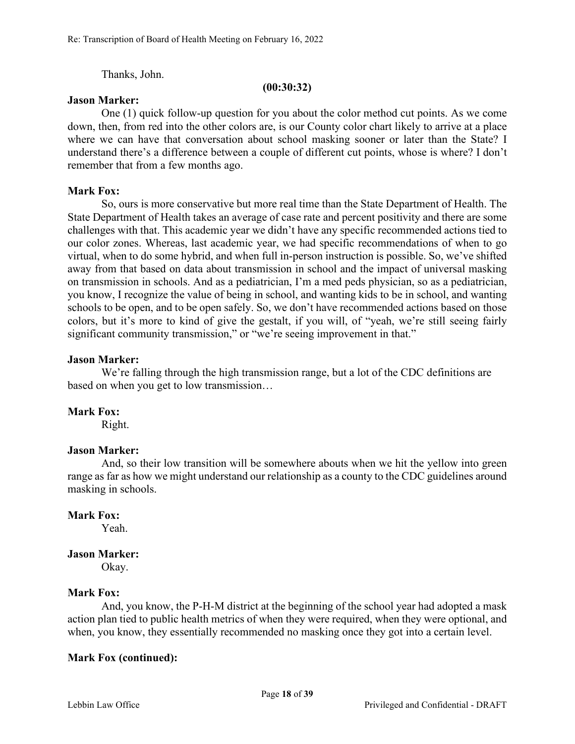Thanks, John.

**(00:30:32)**

**Jason Marker:**

One (1) quick follow-up question for you about the color method cut points. As we come down, then, from red into the other colors are, is our County color chart likely to arrive at a place where we can have that conversation about school masking sooner or later than the State? I understand there's a difference between a couple of different cut points, whose is where? I don't remember that from a few months ago.

**Mark Fox:**

So, ours is more conservative but more real time than the State Department of Health. The State Department of Health takes an average of case rate and percent positivity and there are some challenges with that. This academic year we didn't have any specific recommended actions tied to our color zones. Whereas, last academic year, we had specific recommendations of when to go virtual, when to do some hybrid, and when full in-person instruction is possible. So, we've shifted away from that based on data about transmission in school and the impact of universal masking on transmission in schools. And as a pediatrician, I'm a med peds physician, so as a pediatrician, you know, I recognize the value of being in school, and wanting kids to be in school, and wanting schools to be open, and to be open safely. So, we don't have recommended actions based on those colors, but it's more to kind of give the gestalt, if you will, of "yeah, we're still seeing fairly significant community transmission," or "we're seeing improvement in that."

**Jason Marker:**

We're falling through the high transmission range, but a lot of the CDC definitions are based on when you get to low transmission…

**Mark Fox:**

Right.

**Jason Marker:**

And, so their low transition will be somewhere abouts when we hit the yellow into green range as far as how we might understand our relationship as a county to the CDC guidelines around masking in schools.

**Mark Fox:**

Yeah.

**Jason Marker:**

Okay.

**Mark Fox:**

And, you know, the P-H-M district at the beginning of the school year had adopted a mask action plan tied to public health metrics of when they were required, when they were optional, and when, you know, they essentially recommended no masking once they got into a certain level.

**Mark Fox (continued):**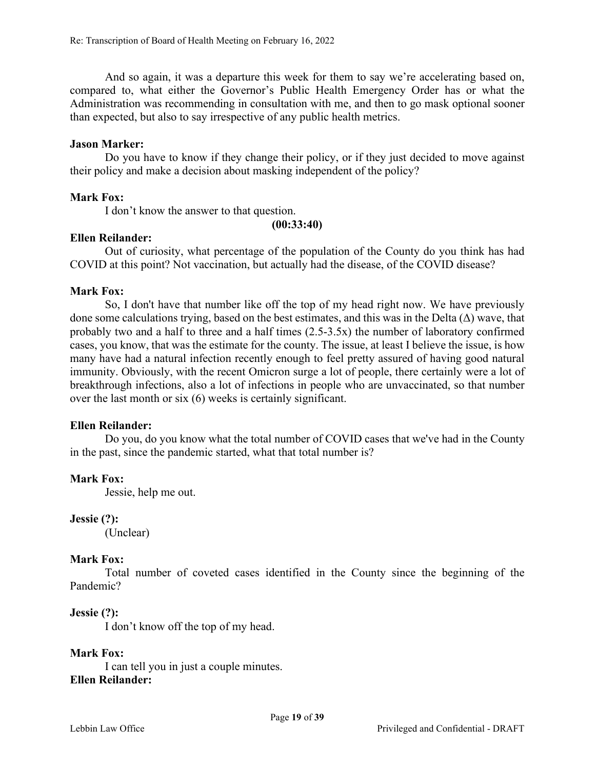And so again, it was a departure this week for them to say we're accelerating based on, compared to, what either the Governor's Public Health Emergency Order has or what the Administration was recommending in consultation with me, and then to go mask optional sooner than expected, but also to say irrespective of any public health metrics.

**Jason Marker:**

Do you have to know if they change their policy, or if they just decided to move against their policy and make a decision about masking independent of the policy?

**Mark Fox:**

I don't know the answer to that question.

**(00:33:40)**

**Ellen Reilander:**

Out of curiosity, what percentage of the population of the County do you think has had COVID at this point? Not vaccination, but actually had the disease, of the COVID disease?

**Mark Fox:**

So, I don't have that number like off the top of my head right now. We have previously done some calculations trying, based on the best estimates, and this was in the Delta (Δ) wave, that probably two and a half to three and a half times (2.5-3.5x) the number of laboratory confirmed cases, you know, that was the estimate for the county. The issue, at least I believe the issue, is how many have had a natural infection recently enough to feel pretty assured of having good natural immunity. Obviously, with the recent Omicron surge a lot of people, there certainly were a lot of breakthrough infections, also a lot of infections in people who are unvaccinated, so that number over the last month or six (6) weeks is certainly significant.

**Ellen Reilander:**

Do you, do you know what the total number of COVID cases that we've had in the County in the past, since the pandemic started, what that total number is?

**Mark Fox:**

Jessie, help me out.

**Jessie (?):**

(Unclear)

**Mark Fox:**

Total number of coveted cases identified in the County since the beginning of the Pandemic?

**Jessie (?):**

I don't know off the top of my head.

**Mark Fox:**

I can tell you in just a couple minutes.

**Ellen Reilander:**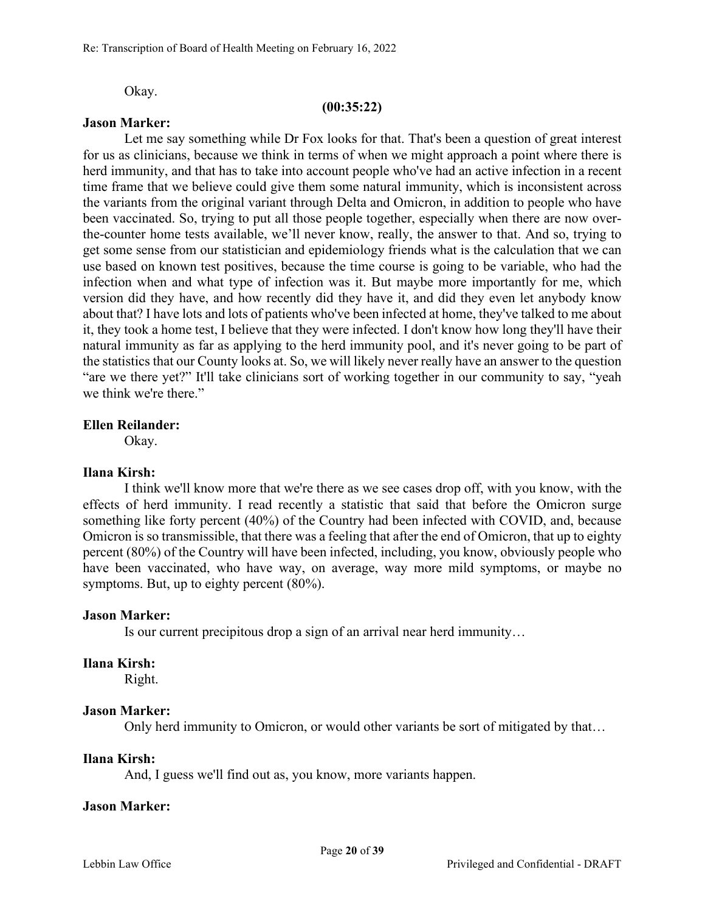Okay.

**(00:35:22)**

**Jason Marker:**

Let me say something while Dr Fox looks for that. That's been a question of great interest for us as clinicians, because we think in terms of when we might approach a point where there is herd immunity, and that has to take into account people who've had an active infection in a recent time frame that we believe could give them some natural immunity, which is inconsistent across the variants from the original variant through Delta and Omicron, in addition to people who have been vaccinated. So, trying to put all those people together, especially when there are now over-the-counter home tests available, we'll never know, really, the answer to that. And so, trying to get some sense from our statistician and epidemiology friends what is the calculation that we can use based on known test positives, because the time course is going to be variable, who had the infection when and what type of infection was it. But maybe more importantly for me, which version did they have, and how recently did they have it, and did they even let anybody know about that? I have lots and lots of patients who've been infected at home, they've talked to me about it, they took a home test, I believe that they were infected. I don't know how long they'll have their natural immunity as far as applying to the herd immunity pool, and it's never going to be part of the statistics that our County looks at. So, we will likely never really have an answer to the question "are we there yet?" It'll take clinicians sort of working together in our community to say, "yeah we think we're there."

**Ellen Reilander:**

Okay.

**Ilana Kirsh:**

I think we'll know more that we're there as we see cases drop off, with you know, with the effects of herd immunity. I read recently a statistic that said that before the Omicron surge something like forty percent (40%) of the Country had been infected with COVID, and, because Omicron is so transmissible, that there was a feeling that after the end of Omicron, that up to eighty percent (80%) of the Country will have been infected, including, you know, obviously people who have been vaccinated, who have way, on average, way more mild symptoms, or maybe no symptoms. But, up to eighty percent (80%).

**Jason Marker:**

Is our current precipitous drop a sign of an arrival near herd immunity…

**Ilana Kirsh:**

Right.

**Jason Marker:**

Only herd immunity to Omicron, or would other variants be sort of mitigated by that…

**Ilana Kirsh:**

And, I guess we'll find out as, you know, more variants happen.

**Jason Marker:**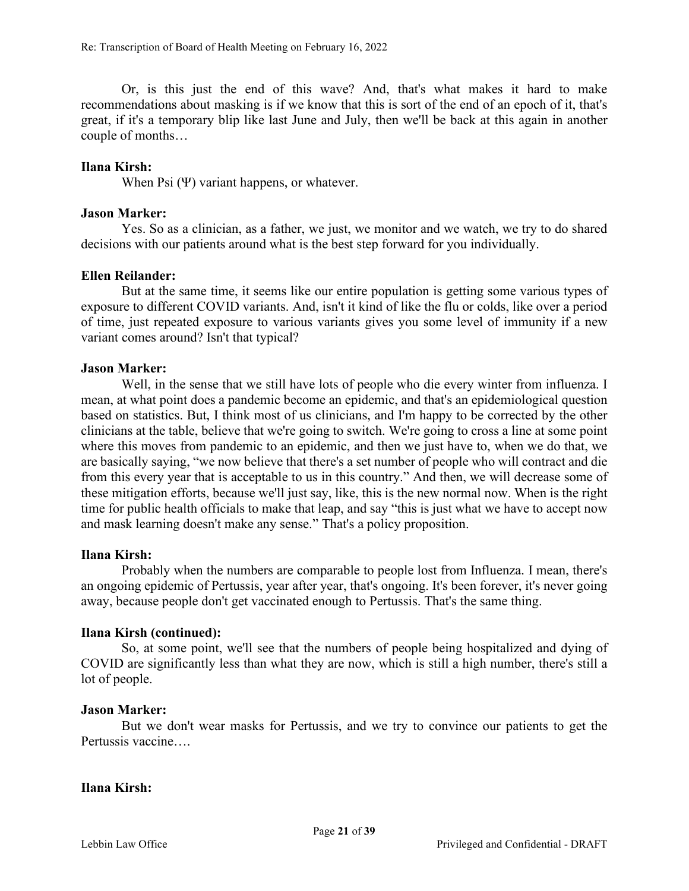Or, is this just the end of this wave? And, that's what makes it hard to make recommendations about masking is if we know that this is sort of the end of an epoch of it, that's great, if it's a temporary blip like last June and July, then we'll be back at this again in another couple of months…

**Ilana Kirsh:**

When Psi (Ψ) variant happens, or whatever.

**Jason Marker:**

Yes. So as a clinician, as a father, we just, we monitor and we watch, we try to do shared decisions with our patients around what is the best step forward for you individually.

**Ellen Reilander:**

But at the same time, it seems like our entire population is getting some various types of exposure to different COVID variants. And, isn't it kind of like the flu or colds, like over a period of time, just repeated exposure to various variants gives you some level of immunity if a new variant comes around? Isn't that typical?

**Jason Marker:**

Well, in the sense that we still have lots of people who die every winter from influenza. I mean, at what point does a pandemic become an epidemic, and that's an epidemiological question based on statistics. But, I think most of us clinicians, and I'm happy to be corrected by the other clinicians at the table, believe that we're going to switch. We're going to cross a line at some point where this moves from pandemic to an epidemic, and then we just have to, when we do that, we are basically saying, "we now believe that there's a set number of people who will contract and die from this every year that is acceptable to us in this country." And then, we will decrease some of these mitigation efforts, because we'll just say, like, this is the new normal now. When is the right time for public health officials to make that leap, and say "this is just what we have to accept now and mask learning doesn't make any sense." That's a policy proposition.

**Ilana Kirsh:**

Probably when the numbers are comparable to people lost from Influenza. I mean, there's an ongoing epidemic of Pertussis, year after year, that's ongoing. It's been forever, it's never going away, because people don't get vaccinated enough to Pertussis. That's the same thing.

**Ilana Kirsh (continued):**

So, at some point, we'll see that the numbers of people being hospitalized and dying of COVID are significantly less than what they are now, which is still a high number, there's still a lot of people.

**Jason Marker:**

But we don't wear masks for Pertussis, and we try to convince our patients to get the Pertussis vaccine….

**Ilana Kirsh:**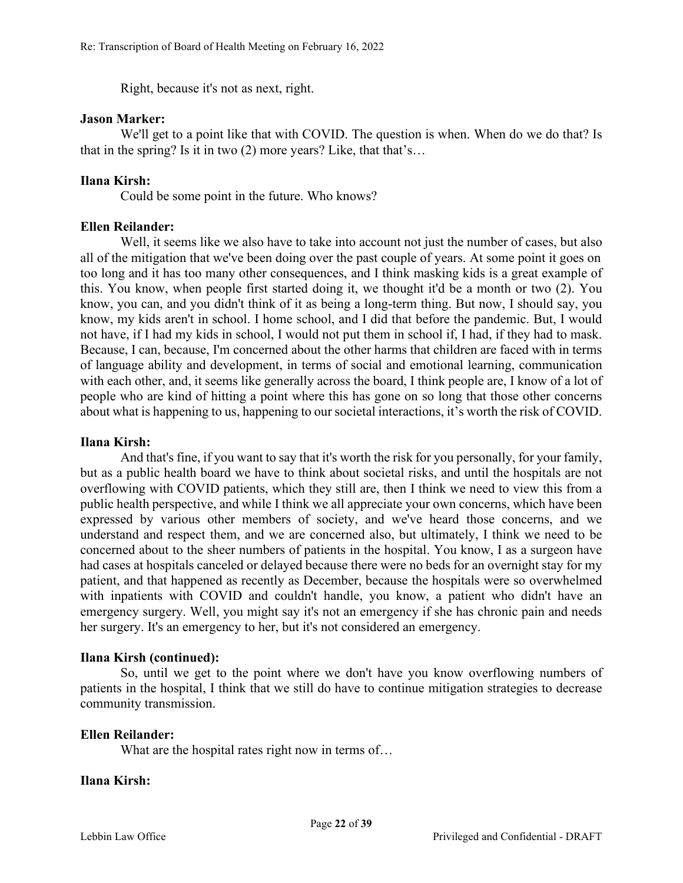Right, because it's not as next, right.

**Jason Marker:**

We'll get to a point like that with COVID. The question is when. When do we do that? Is that in the spring? Is it in two (2) more years? Like, that that's…

**Ilana Kirsh:**

Could be some point in the future. Who knows?

**Ellen Reilander:**

Well, it seems like we also have to take into account not just the number of cases, but also all of the mitigation that we've been doing over the past couple of years. At some point it goes on too long and it has too many other consequences, and I think masking kids is a great example of this. You know, when people first started doing it, we thought it'd be a month or two (2). You know, you can, and you didn't think of it as being a long-term thing. But now, I should say, you know, my kids aren't in school. I home school, and I did that before the pandemic. But, I would not have, if I had my kids in school, I would not put them in school if, I had, if they had to mask. Because, I can, because, I'm concerned about the other harms that children are faced with in terms of language ability and development, in terms of social and emotional learning, communication with each other, and, it seems like generally across the board, I think people are, I know of a lot of people who are kind of hitting a point where this has gone on so long that those other concerns about what is happening to us, happening to our societal interactions, it's worth the risk of COVID.

**Ilana Kirsh:**

And that's fine, if you want to say that it's worth the risk for you personally, for your family, but as a public health board we have to think about societal risks, and until the hospitals are not overflowing with COVID patients, which they still are, then I think we need to view this from a public health perspective, and while I think we all appreciate your own concerns, which have been expressed by various other members of society, and we've heard those concerns, and we understand and respect them, and we are concerned also, but ultimately, I think we need to be concerned about to the sheer numbers of patients in the hospital. You know, I as a surgeon have had cases at hospitals canceled or delayed because there were no beds for an overnight stay for my patient, and that happened as recently as December, because the hospitals were so overwhelmed with inpatients with COVID and couldn't handle, you know, a patient who didn't have an emergency surgery. Well, you might say it's not an emergency if she has chronic pain and needs her surgery. It's an emergency to her, but it's not considered an emergency.

**Ilana Kirsh (continued):**

So, until we get to the point where we don't have you know overflowing numbers of patients in the hospital, I think that we still do have to continue mitigation strategies to decrease community transmission.

**Ellen Reilander:**

What are the hospital rates right now in terms of…

**Ilana Kirsh:**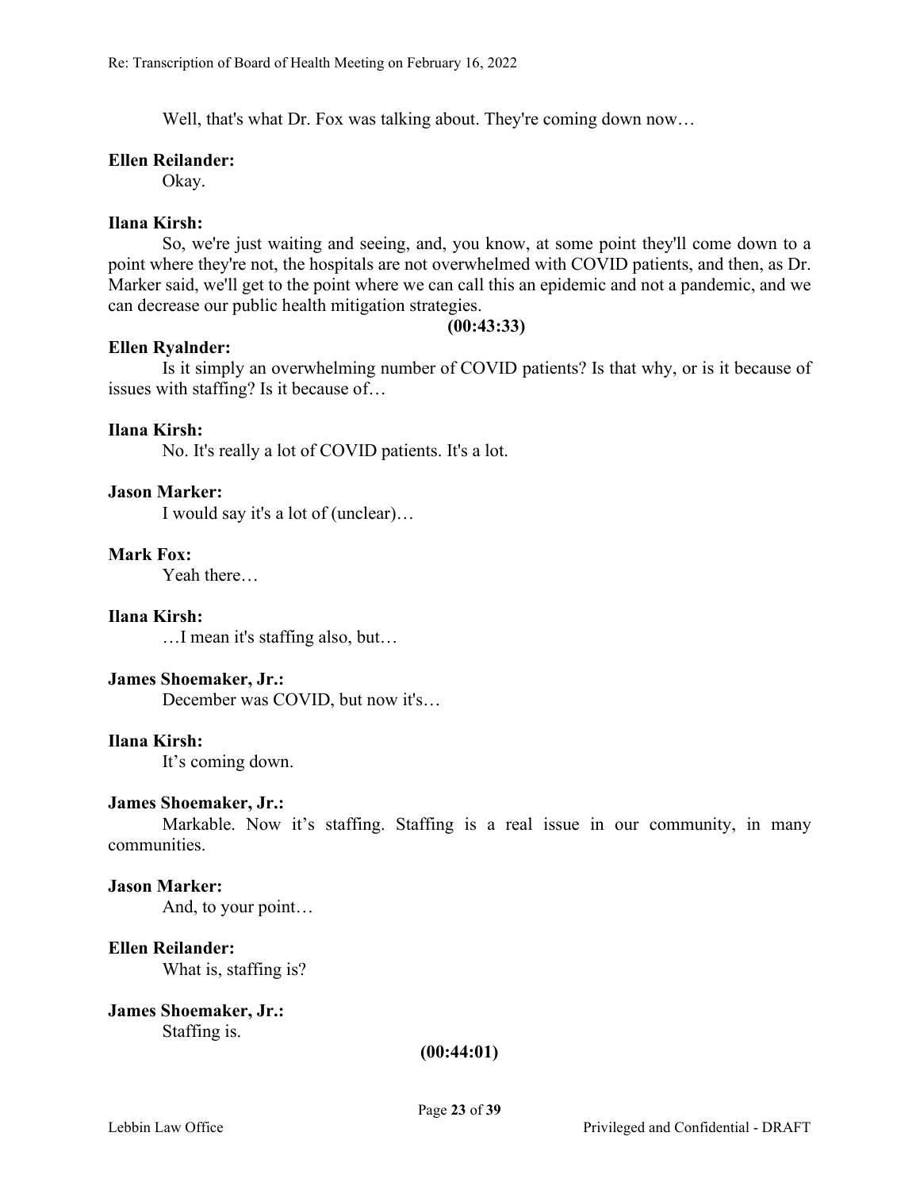Well, that's what Dr. Fox was talking about. They're coming down now…

**Ellen Reilander:**

Okay.

**Ilana Kirsh:**

So, we're just waiting and seeing, and, you know, at some point they'll come down to a point where they're not, the hospitals are not overwhelmed with COVID patients, and then, as Dr. Marker said, we'll get to the point where we can call this an epidemic and not a pandemic, and we can decrease our public health mitigation strategies.

**(00:43:33)**

**Ellen Ryalnder:**

Is it simply an overwhelming number of COVID patients? Is that why, or is it because of issues with staffing? Is it because of…

**Ilana Kirsh:**

No. It's really a lot of COVID patients. It's a lot.

**Jason Marker:**

I would say it's a lot of (unclear)…

**Mark Fox:**

Yeah there…

**Ilana Kirsh:**

…I mean it's staffing also, but…

**James Shoemaker, Jr.:**

December was COVID, but now it's…

**Ilana Kirsh:**

It's coming down.

**James Shoemaker, Jr.:**

Markable. Now it's staffing. Staffing is a real issue in our community, in many communities.

**Jason Marker:**

And, to your point…

**Ellen Reilander:**

What is, staffing is?

**James Shoemaker, Jr.:**

Staffing is.

**(00:44:01)**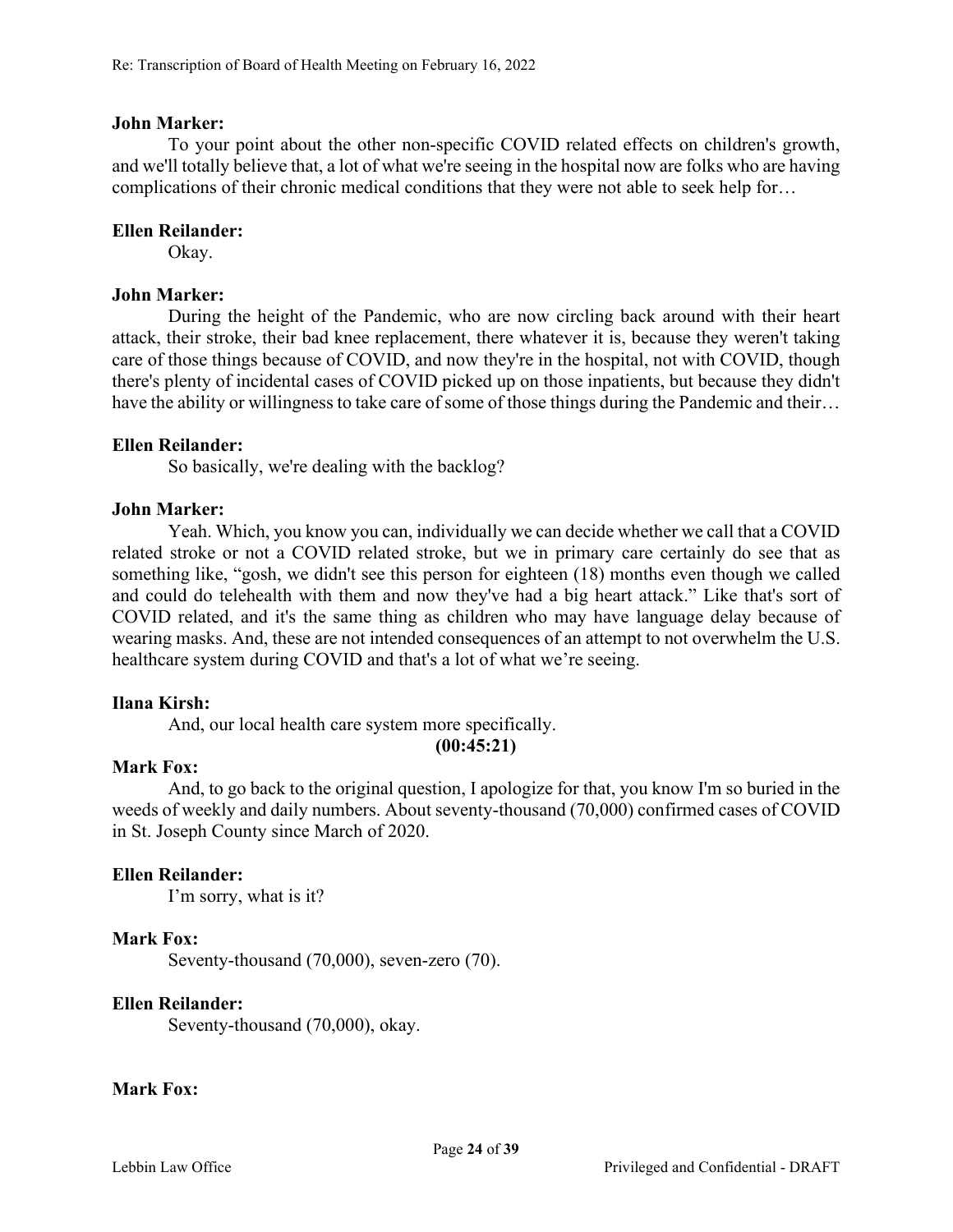**John Marker:**

To your point about the other non-specific COVID related effects on children's growth, and we'll totally believe that, a lot of what we're seeing in the hospital now are folks who are having complications of their chronic medical conditions that they were not able to seek help for…

**Ellen Reilander:**

Okay.

**John Marker:**

During the height of the Pandemic, who are now circling back around with their heart attack, their stroke, their bad knee replacement, there whatever it is, because they weren't taking care of those things because of COVID, and now they're in the hospital, not with COVID, though there's plenty of incidental cases of COVID picked up on those inpatients, but because they didn't have the ability or willingness to take care of some of those things during the Pandemic and their…

**Ellen Reilander:**

So basically, we're dealing with the backlog?

**John Marker:**

Yeah. Which, you know you can, individually we can decide whether we call that a COVID related stroke or not a COVID related stroke, but we in primary care certainly do see that as something like, "gosh, we didn't see this person for eighteen (18) months even though we called and could do telehealth with them and now they've had a big heart attack." Like that's sort of COVID related, and it's the same thing as children who may have language delay because of wearing masks. And, these are not intended consequences of an attempt to not overwhelm the U.S. healthcare system during COVID and that's a lot of what we're seeing.

**Ilana Kirsh:**

And, our local health care system more specifically.

**(00:45:21)**

**Mark Fox:**

And, to go back to the original question, I apologize for that, you know I'm so buried in the weeds of weekly and daily numbers. About seventy-thousand (70,000) confirmed cases of COVID in St. Joseph County since March of 2020.

**Ellen Reilander:**

I'm sorry, what is it?

**Mark Fox:**

Seventy-thousand (70,000), seven-zero (70).

**Ellen Reilander:**

Seventy-thousand (70,000), okay.

**Mark Fox:**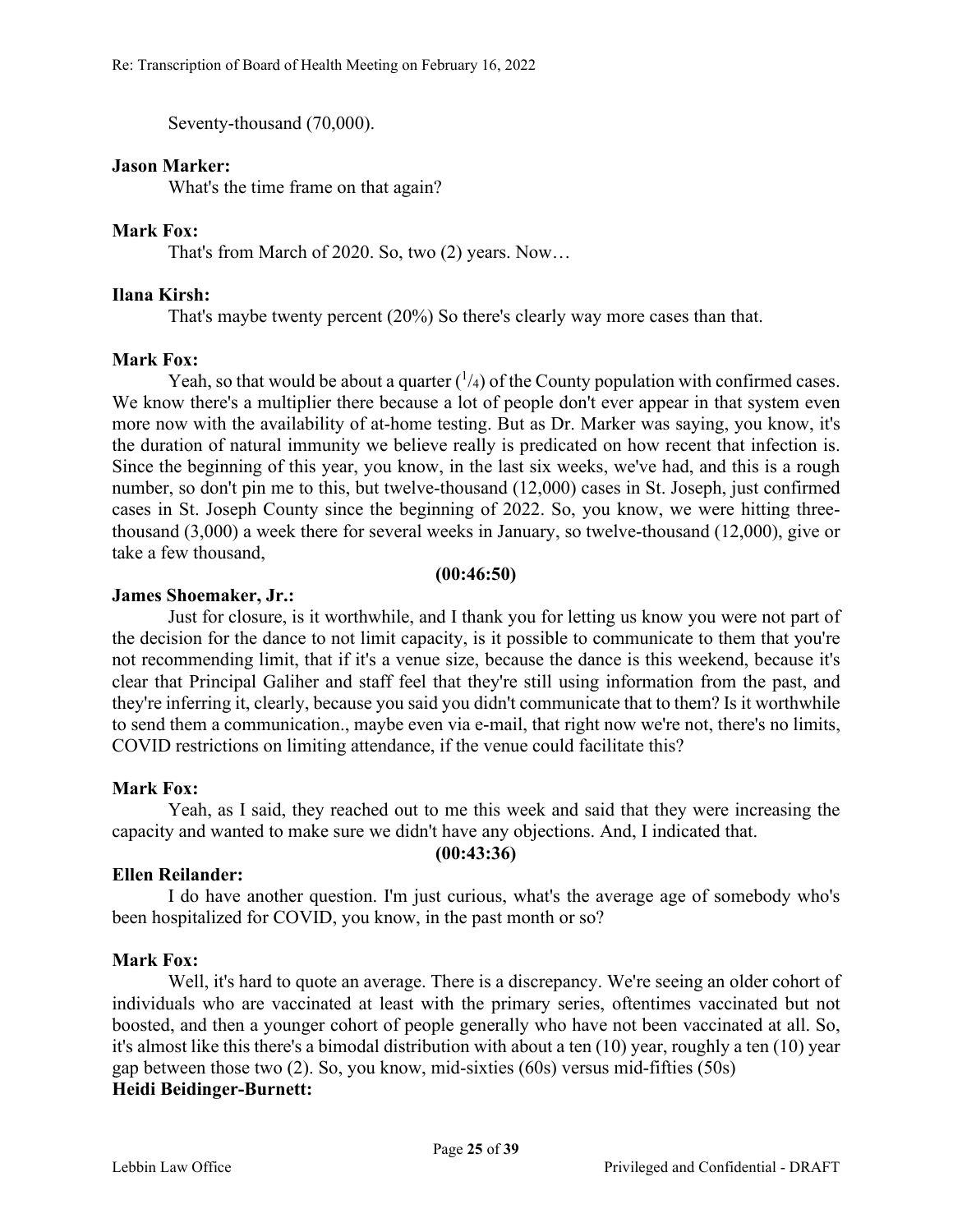Seventy-thousand (70,000).

**Jason Marker:**

What's the time frame on that again?

**Mark Fox:**

That's from March of 2020. So, two (2) years. Now…

**Ilana Kirsh:**

That's maybe twenty percent (20%) So there's clearly way more cases than that.

**Mark Fox:**

Yeah, so that would be about a quarter ($^1/_4$) of the County population with confirmed cases. We know there's a multiplier there because a lot of people don't ever appear in that system even more now with the availability of at-home testing. But as Dr. Marker was saying, you know, it's the duration of natural immunity we believe really is predicated on how recent that infection is. Since the beginning of this year, you know, in the last six weeks, we've had, and this is a rough number, so don't pin me to this, but twelve-thousand (12,000) cases in St. Joseph, just confirmed cases in St. Joseph County since the beginning of 2022. So, you know, we were hitting three-thousand (3,000) a week there for several weeks in January, so twelve-thousand (12,000), give or take a few thousand,

**(00:46:50)**

**James Shoemaker, Jr.:**

Just for closure, is it worthwhile, and I thank you for letting us know you were not part of the decision for the dance to not limit capacity, is it possible to communicate to them that you're not recommending limit, that if it's a venue size, because the dance is this weekend, because it's clear that Principal Galiher and staff feel that they're still using information from the past, and they're inferring it, clearly, because you said you didn't communicate that to them? Is it worthwhile to send them a communication., maybe even via e-mail, that right now we're not, there's no limits, COVID restrictions on limiting attendance, if the venue could facilitate this?

**Mark Fox:**

Yeah, as I said, they reached out to me this week and said that they were increasing the capacity and wanted to make sure we didn't have any objections. And, I indicated that.

**(00:43:36)**

**Ellen Reilander:**

I do have another question. I'm just curious, what's the average age of somebody who's been hospitalized for COVID, you know, in the past month or so?

**Mark Fox:**

Well, it's hard to quote an average. There is a discrepancy. We're seeing an older cohort of individuals who are vaccinated at least with the primary series, oftentimes vaccinated but not boosted, and then a younger cohort of people generally who have not been vaccinated at all. So, it's almost like this there's a bimodal distribution with about a ten (10) year, roughly a ten (10) year gap between those two (2). So, you know, mid-sixties (60s) versus mid-fifties (50s)

**Heidi Beidinger-Burnett:**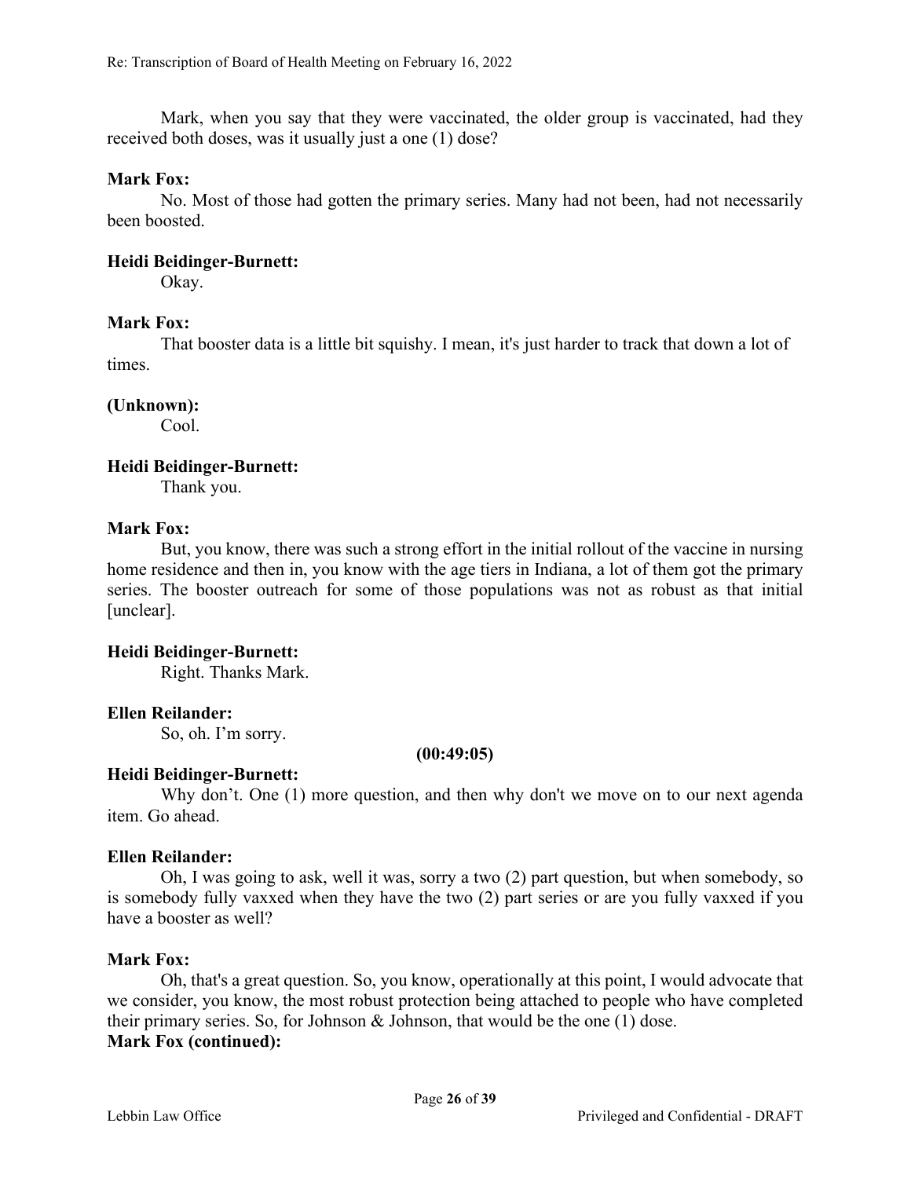Mark, when you say that they were vaccinated, the older group is vaccinated, had they received both doses, was it usually just a one (1) dose?

**Mark Fox:**

No. Most of those had gotten the primary series. Many had not been, had not necessarily been boosted.

**Heidi Beidinger-Burnett:**

Okay.

**Mark Fox:**

That booster data is a little bit squishy. I mean, it's just harder to track that down a lot of times.

**(Unknown):**

Cool.

**Heidi Beidinger-Burnett:**

Thank you.

**Mark Fox:**

But, you know, there was such a strong effort in the initial rollout of the vaccine in nursing home residence and then in, you know with the age tiers in Indiana, a lot of them got the primary series. The booster outreach for some of those populations was not as robust as that initial [unclear].

**Heidi Beidinger-Burnett:**

Right. Thanks Mark.

**Ellen Reilander:**

So, oh. I'm sorry.

**(00:49:05)**

**Heidi Beidinger-Burnett:**

Why don't. One (1) more question, and then why don't we move on to our next agenda item. Go ahead.

**Ellen Reilander:**

Oh, I was going to ask, well it was, sorry a two (2) part question, but when somebody, so is somebody fully vaxxed when they have the two (2) part series or are you fully vaxxed if you have a booster as well?

**Mark Fox:**

Oh, that's a great question. So, you know, operationally at this point, I would advocate that we consider, you know, the most robust protection being attached to people who have completed their primary series. So, for Johnson & Johnson, that would be the one (1) dose.

**Mark Fox (continued):**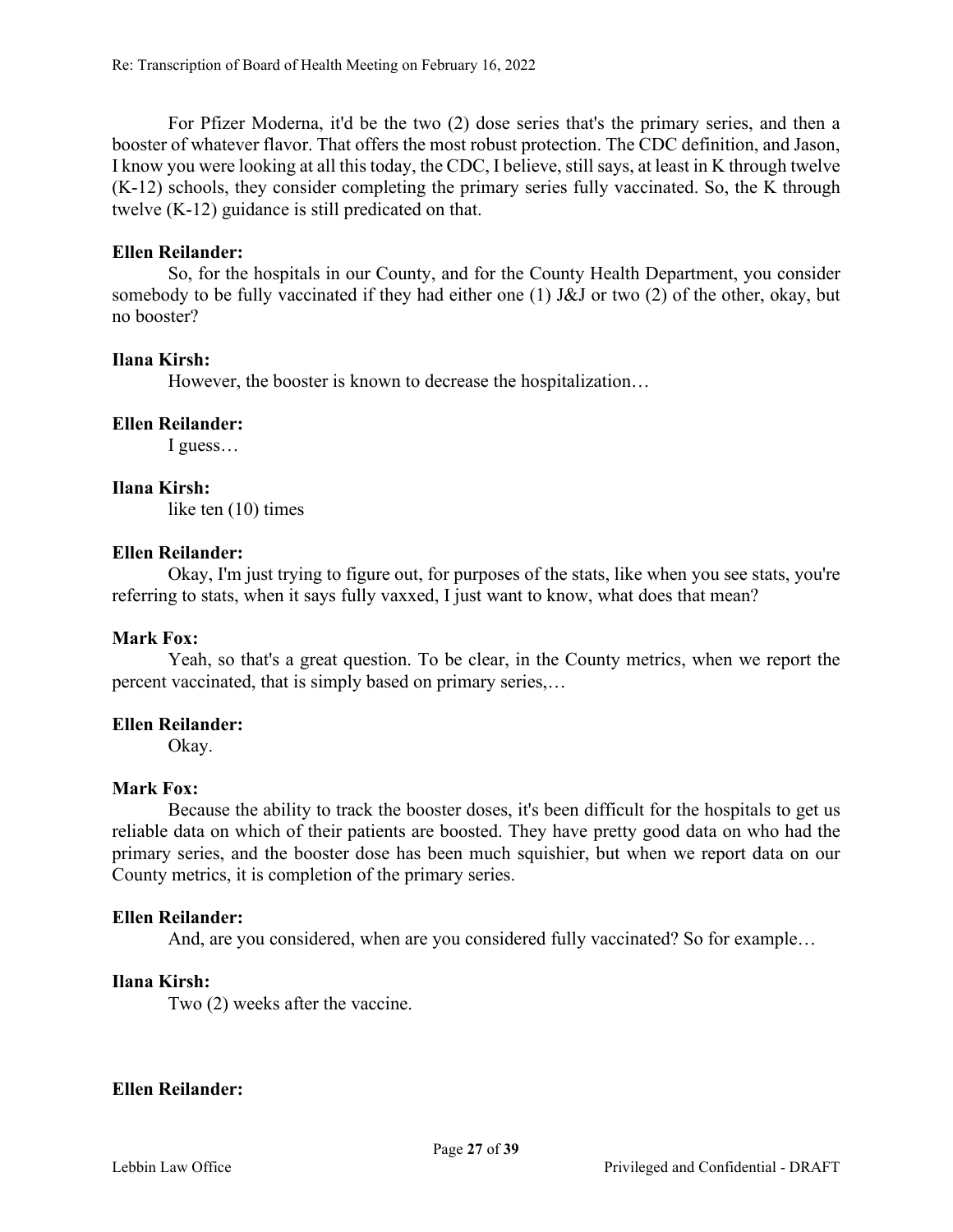For Pfizer Moderna, it'd be the two (2) dose series that's the primary series, and then a booster of whatever flavor. That offers the most robust protection. The CDC definition, and Jason, I know you were looking at all this today, the CDC, I believe, still says, at least in K through twelve (K-12) schools, they consider completing the primary series fully vaccinated. So, the K through twelve (K-12) guidance is still predicated on that.

**Ellen Reilander:**

So, for the hospitals in our County, and for the County Health Department, you consider somebody to be fully vaccinated if they had either one (1) J&J or two (2) of the other, okay, but no booster?

**Ilana Kirsh:**

However, the booster is known to decrease the hospitalization…

**Ellen Reilander:**

I guess…

**Ilana Kirsh:**

like ten (10) times

**Ellen Reilander:**

Okay, I'm just trying to figure out, for purposes of the stats, like when you see stats, you're referring to stats, when it says fully vaxxed, I just want to know, what does that mean?

**Mark Fox:**

Yeah, so that's a great question. To be clear, in the County metrics, when we report the percent vaccinated, that is simply based on primary series,…

**Ellen Reilander:**

Okay.

**Mark Fox:**

Because the ability to track the booster doses, it's been difficult for the hospitals to get us reliable data on which of their patients are boosted. They have pretty good data on who had the primary series, and the booster dose has been much squishier, but when we report data on our County metrics, it is completion of the primary series.

**Ellen Reilander:**

And, are you considered, when are you considered fully vaccinated? So for example…

**Ilana Kirsh:**

Two (2) weeks after the vaccine.

**Ellen Reilander:**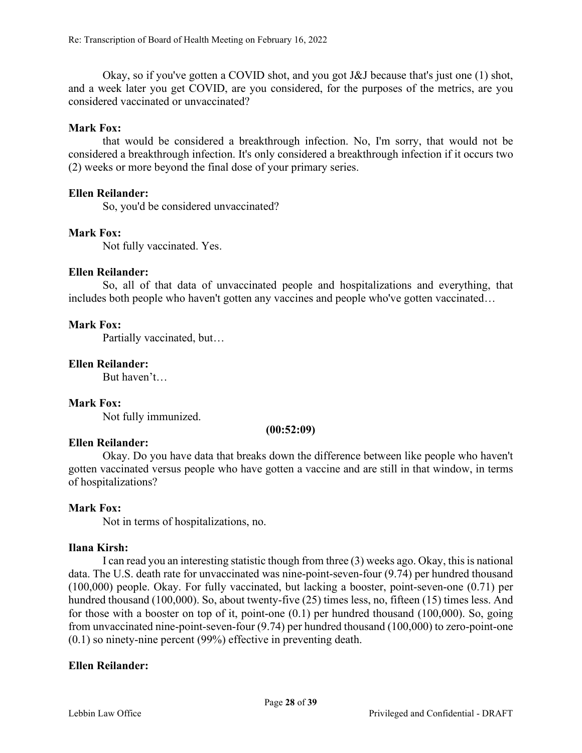Okay, so if you've gotten a COVID shot, and you got J&J because that's just one (1) shot, and a week later you get COVID, are you considered, for the purposes of the metrics, are you considered vaccinated or unvaccinated?

**Mark Fox:**

that would be considered a breakthrough infection. No, I'm sorry, that would not be considered a breakthrough infection. It's only considered a breakthrough infection if it occurs two (2) weeks or more beyond the final dose of your primary series.

**Ellen Reilander:**

So, you'd be considered unvaccinated?

**Mark Fox:**

Not fully vaccinated. Yes.

**Ellen Reilander:**

So, all of that data of unvaccinated people and hospitalizations and everything, that includes both people who haven't gotten any vaccines and people who've gotten vaccinated…

**Mark Fox:**

Partially vaccinated, but…

**Ellen Reilander:**

But haven't…

**Mark Fox:**

Not fully immunized.

**(00:52:09)**

**Ellen Reilander:**

Okay. Do you have data that breaks down the difference between like people who haven't gotten vaccinated versus people who have gotten a vaccine and are still in that window, in terms of hospitalizations?

**Mark Fox:**

Not in terms of hospitalizations, no.

**Ilana Kirsh:**

I can read you an interesting statistic though from three (3) weeks ago. Okay, this is national data. The U.S. death rate for unvaccinated was nine-point-seven-four (9.74) per hundred thousand (100,000) people. Okay. For fully vaccinated, but lacking a booster, point-seven-one (0.71) per hundred thousand (100,000). So, about twenty-five (25) times less, no, fifteen (15) times less. And for those with a booster on top of it, point-one (0.1) per hundred thousand (100,000). So, going from unvaccinated nine-point-seven-four (9.74) per hundred thousand (100,000) to zero-point-one (0.1) so ninety-nine percent (99%) effective in preventing death.

**Ellen Reilander:**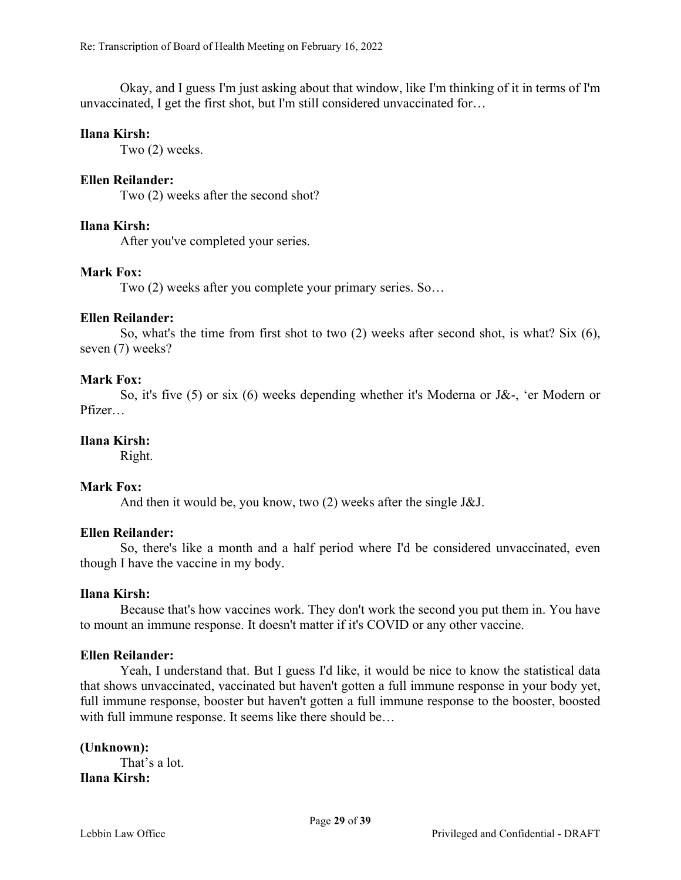Okay, and I guess I'm just asking about that window, like I'm thinking of it in terms of I'm unvaccinated, I get the first shot, but I'm still considered unvaccinated for…

**Ilana Kirsh:**
Two (2) weeks.

**Ellen Reilander:**
Two (2) weeks after the second shot?

**Ilana Kirsh:**
After you've completed your series.

**Mark Fox:**
Two (2) weeks after you complete your primary series. So…

**Ellen Reilander:**
So, what's the time from first shot to two (2) weeks after second shot, is what? Six (6), seven (7) weeks?

**Mark Fox:**
So, it's five (5) or six (6) weeks depending whether it's Moderna or J&-, 'er Modern or Pfizer…

**Ilana Kirsh:**
Right.

**Mark Fox:**
And then it would be, you know, two (2) weeks after the single J&J.

**Ellen Reilander:**
So, there's like a month and a half period where I'd be considered unvaccinated, even though I have the vaccine in my body.

**Ilana Kirsh:**
Because that's how vaccines work. They don't work the second you put them in. You have to mount an immune response. It doesn't matter if it's COVID or any other vaccine.

**Ellen Reilander:**
Yeah, I understand that. But I guess I'd like, it would be nice to know the statistical data that shows unvaccinated, vaccinated but haven't gotten a full immune response in your body yet, full immune response, booster but haven't gotten a full immune response to the booster, boosted with full immune response. It seems like there should be…

**(Unknown):**
That's a lot.

**Ilana Kirsh:**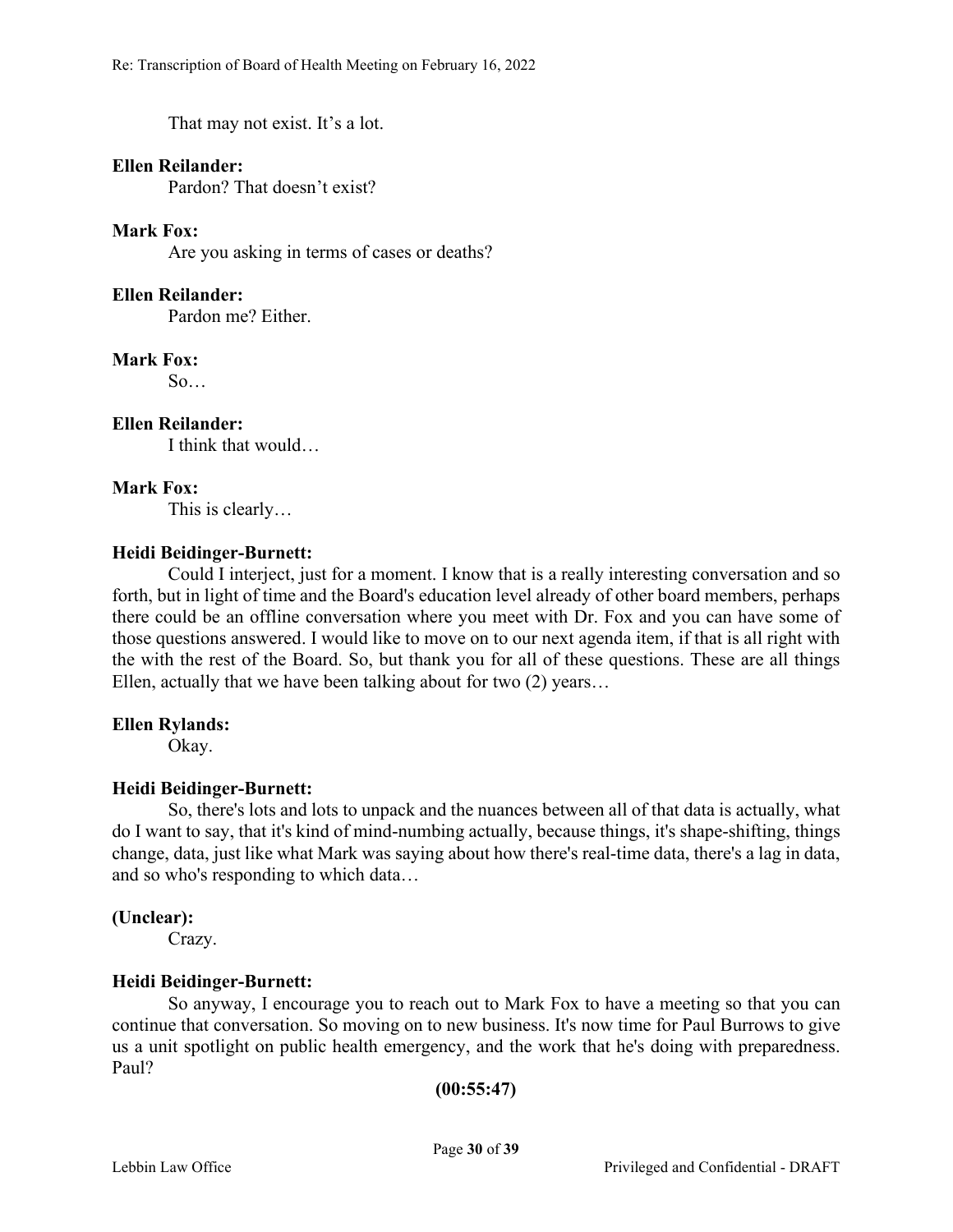That may not exist. It’s a lot.

**Ellen Reilander:**

Pardon? That doesn’t exist?

**Mark Fox:**

Are you asking in terms of cases or deaths?

**Ellen Reilander:**

Pardon me? Either.

**Mark Fox:**

So…

**Ellen Reilander:**

I think that would…

**Mark Fox:**

This is clearly…

**Heidi Beidinger-Burnett:**

Could I interject, just for a moment. I know that is a really interesting conversation and so forth, but in light of time and the Board's education level already of other board members, perhaps there could be an offline conversation where you meet with Dr. Fox and you can have some of those questions answered. I would like to move on to our next agenda item, if that is all right with the with the rest of the Board. So, but thank you for all of these questions. These are all things Ellen, actually that we have been talking about for two (2) years…

**Ellen Rylands:**

Okay.

**Heidi Beidinger-Burnett:**

So, there's lots and lots to unpack and the nuances between all of that data is actually, what do I want to say, that it's kind of mind-numbing actually, because things, it's shape-shifting, things change, data, just like what Mark was saying about how there's real-time data, there's a lag in data, and so who's responding to which data…

**(Unclear):**

Crazy.

**Heidi Beidinger-Burnett:**

So anyway, I encourage you to reach out to Mark Fox to have a meeting so that you can continue that conversation. So moving on to new business. It's now time for Paul Burrows to give us a unit spotlight on public health emergency, and the work that he's doing with preparedness. Paul?

**(00:55:47)**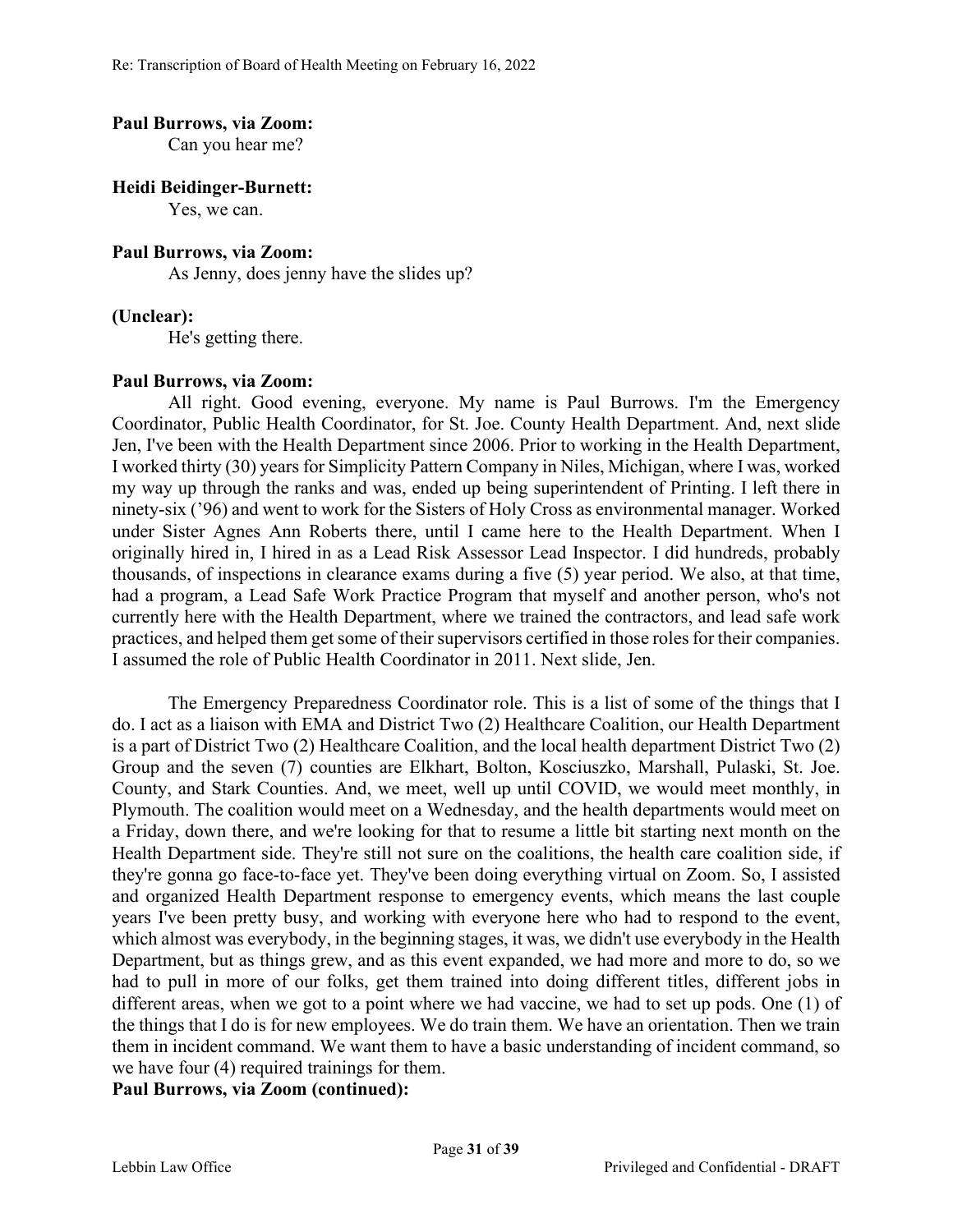**Paul Burrows, via Zoom:**

Can you hear me?

**Heidi Beidinger-Burnett:**

Yes, we can.

**Paul Burrows, via Zoom:**

As Jenny, does jenny have the slides up?

**(Unclear):**

He's getting there.

**Paul Burrows, via Zoom:**

All right. Good evening, everyone. My name is Paul Burrows. I'm the Emergency Coordinator, Public Health Coordinator, for St. Joe. County Health Department. And, next slide Jen, I've been with the Health Department since 2006. Prior to working in the Health Department, I worked thirty (30) years for Simplicity Pattern Company in Niles, Michigan, where I was, worked my way up through the ranks and was, ended up being superintendent of Printing. I left there in ninety-six ('96) and went to work for the Sisters of Holy Cross as environmental manager. Worked under Sister Agnes Ann Roberts there, until I came here to the Health Department. When I originally hired in, I hired in as a Lead Risk Assessor Lead Inspector. I did hundreds, probably thousands, of inspections in clearance exams during a five (5) year period. We also, at that time, had a program, a Lead Safe Work Practice Program that myself and another person, who's not currently here with the Health Department, where we trained the contractors, and lead safe work practices, and helped them get some of their supervisors certified in those roles for their companies. I assumed the role of Public Health Coordinator in 2011. Next slide, Jen.

The Emergency Preparedness Coordinator role. This is a list of some of the things that I do. I act as a liaison with EMA and District Two (2) Healthcare Coalition, our Health Department is a part of District Two (2) Healthcare Coalition, and the local health department District Two (2) Group and the seven (7) counties are Elkhart, Bolton, Kosciuszko, Marshall, Pulaski, St. Joe. County, and Stark Counties. And, we meet, well up until COVID, we would meet monthly, in Plymouth. The coalition would meet on a Wednesday, and the health departments would meet on a Friday, down there, and we're looking for that to resume a little bit starting next month on the Health Department side. They're still not sure on the coalitions, the health care coalition side, if they're gonna go face-to-face yet. They've been doing everything virtual on Zoom. So, I assisted and organized Health Department response to emergency events, which means the last couple years I've been pretty busy, and working with everyone here who had to respond to the event, which almost was everybody, in the beginning stages, it was, we didn't use everybody in the Health Department, but as things grew, and as this event expanded, we had more and more to do, so we had to pull in more of our folks, get them trained into doing different titles, different jobs in different areas, when we got to a point where we had vaccine, we had to set up pods. One (1) of the things that I do is for new employees. We do train them. We have an orientation. Then we train them in incident command. We want them to have a basic understanding of incident command, so we have four (4) required trainings for them.

**Paul Burrows, via Zoom (continued):**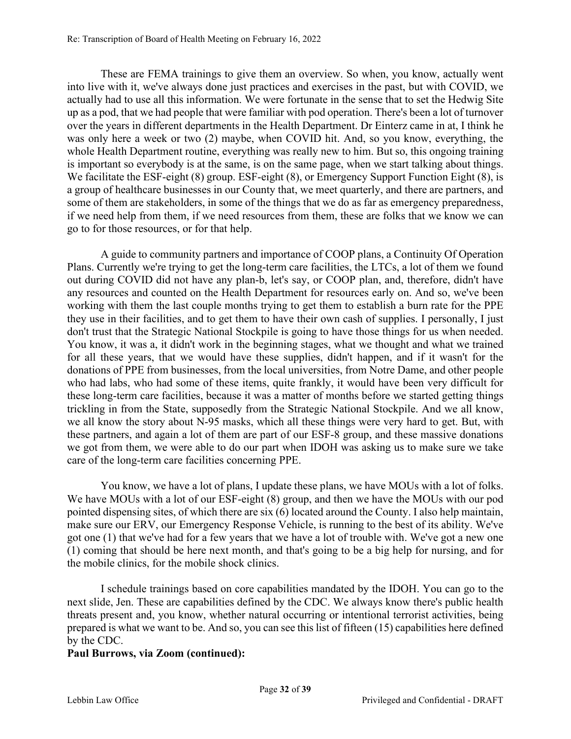These are FEMA trainings to give them an overview. So when, you know, actually went into live with it, we've always done just practices and exercises in the past, but with COVID, we actually had to use all this information. We were fortunate in the sense that to set the Hedwig Site up as a pod, that we had people that were familiar with pod operation. There's been a lot of turnover over the years in different departments in the Health Department. Dr Einterz came in at, I think he was only here a week or two (2) maybe, when COVID hit. And, so you know, everything, the whole Health Department routine, everything was really new to him. But so, this ongoing training is important so everybody is at the same, is on the same page, when we start talking about things. We facilitate the ESF-eight (8) group. ESF-eight (8), or Emergency Support Function Eight (8), is a group of healthcare businesses in our County that, we meet quarterly, and there are partners, and some of them are stakeholders, in some of the things that we do as far as emergency preparedness, if we need help from them, if we need resources from them, these are folks that we know we can go to for those resources, or for that help.

A guide to community partners and importance of COOP plans, a Continuity Of Operation Plans. Currently we're trying to get the long-term care facilities, the LTCs, a lot of them we found out during COVID did not have any plan-b, let's say, or COOP plan, and, therefore, didn't have any resources and counted on the Health Department for resources early on. And so, we've been working with them the last couple months trying to get them to establish a burn rate for the PPE they use in their facilities, and to get them to have their own cash of supplies. I personally, I just don't trust that the Strategic National Stockpile is going to have those things for us when needed. You know, it was a, it didn't work in the beginning stages, what we thought and what we trained for all these years, that we would have these supplies, didn't happen, and if it wasn't for the donations of PPE from businesses, from the local universities, from Notre Dame, and other people who had labs, who had some of these items, quite frankly, it would have been very difficult for these long-term care facilities, because it was a matter of months before we started getting things trickling in from the State, supposedly from the Strategic National Stockpile. And we all know, we all know the story about N-95 masks, which all these things were very hard to get. But, with these partners, and again a lot of them are part of our ESF-8 group, and these massive donations we got from them, we were able to do our part when IDOH was asking us to make sure we take care of the long-term care facilities concerning PPE.

You know, we have a lot of plans, I update these plans, we have MOUs with a lot of folks. We have MOUs with a lot of our ESF-eight (8) group, and then we have the MOUs with our pod pointed dispensing sites, of which there are six (6) located around the County. I also help maintain, make sure our ERV, our Emergency Response Vehicle, is running to the best of its ability. We've got one (1) that we've had for a few years that we have a lot of trouble with. We've got a new one (1) coming that should be here next month, and that's going to be a big help for nursing, and for the mobile clinics, for the mobile shock clinics.

I schedule trainings based on core capabilities mandated by the IDOH. You can go to the next slide, Jen. These are capabilities defined by the CDC. We always know there's public health threats present and, you know, whether natural occurring or intentional terrorist activities, being prepared is what we want to be. And so, you can see this list of fifteen (15) capabilities here defined by the CDC.

**Paul Burrows, via Zoom (continued):**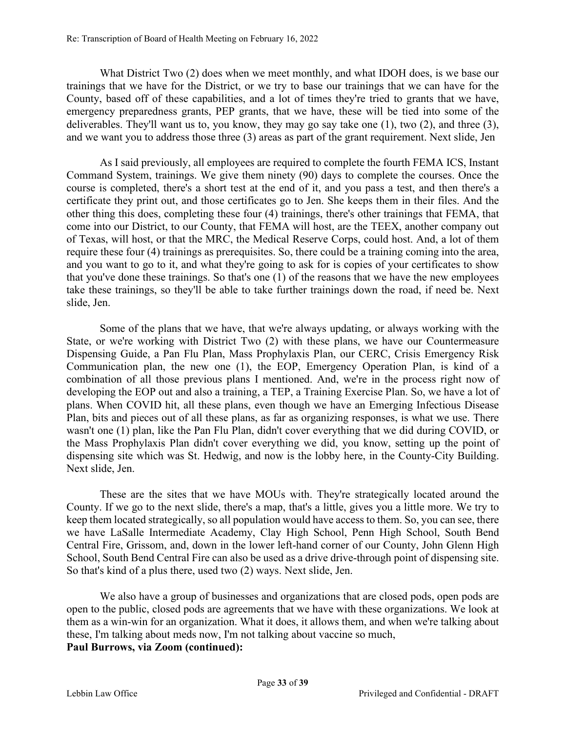What District Two (2) does when we meet monthly, and what IDOH does, is we base our trainings that we have for the District, or we try to base our trainings that we can have for the County, based off of these capabilities, and a lot of times they're tried to grants that we have, emergency preparedness grants, PEP grants, that we have, these will be tied into some of the deliverables. They'll want us to, you know, they may go say take one (1), two (2), and three (3), and we want you to address those three (3) areas as part of the grant requirement. Next slide, Jen

As I said previously, all employees are required to complete the fourth FEMA ICS, Instant Command System, trainings. We give them ninety (90) days to complete the courses. Once the course is completed, there's a short test at the end of it, and you pass a test, and then there's a certificate they print out, and those certificates go to Jen. She keeps them in their files. And the other thing this does, completing these four (4) trainings, there's other trainings that FEMA, that come into our District, to our County, that FEMA will host, are the TEEX, another company out of Texas, will host, or that the MRC, the Medical Reserve Corps, could host. And, a lot of them require these four (4) trainings as prerequisites. So, there could be a training coming into the area, and you want to go to it, and what they're going to ask for is copies of your certificates to show that you've done these trainings. So that's one (1) of the reasons that we have the new employees take these trainings, so they'll be able to take further trainings down the road, if need be. Next slide, Jen.

Some of the plans that we have, that we're always updating, or always working with the State, or we're working with District Two (2) with these plans, we have our Countermeasure Dispensing Guide, a Pan Flu Plan, Mass Prophylaxis Plan, our CERC, Crisis Emergency Risk Communication plan, the new one (1), the EOP, Emergency Operation Plan, is kind of a combination of all those previous plans I mentioned. And, we're in the process right now of developing the EOP out and also a training, a TEP, a Training Exercise Plan. So, we have a lot of plans. When COVID hit, all these plans, even though we have an Emerging Infectious Disease Plan, bits and pieces out of all these plans, as far as organizing responses, is what we use. There wasn't one (1) plan, like the Pan Flu Plan, didn't cover everything that we did during COVID, or the Mass Prophylaxis Plan didn't cover everything we did, you know, setting up the point of dispensing site which was St. Hedwig, and now is the lobby here, in the County-City Building. Next slide, Jen.

These are the sites that we have MOUs with. They're strategically located around the County. If we go to the next slide, there's a map, that's a little, gives you a little more. We try to keep them located strategically, so all population would have access to them. So, you can see, there we have LaSalle Intermediate Academy, Clay High School, Penn High School, South Bend Central Fire, Grissom, and, down in the lower left-hand corner of our County, John Glenn High School, South Bend Central Fire can also be used as a drive drive-through point of dispensing site. So that's kind of a plus there, used two (2) ways. Next slide, Jen.

We also have a group of businesses and organizations that are closed pods, open pods are open to the public, closed pods are agreements that we have with these organizations. We look at them as a win-win for an organization. What it does, it allows them, and when we're talking about these, I'm talking about meds now, I'm not talking about vaccine so much,

**Paul Burrows, via Zoom (continued):**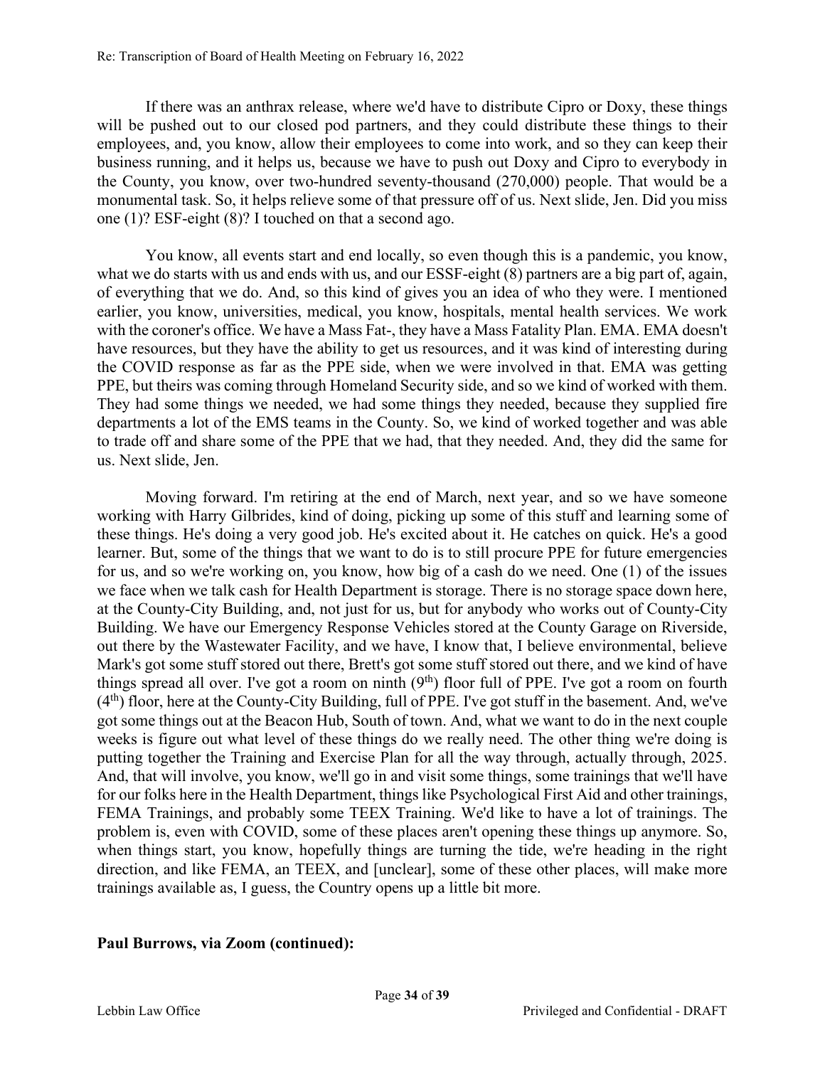If there was an anthrax release, where we'd have to distribute Cipro or Doxy, these things will be pushed out to our closed pod partners, and they could distribute these things to their employees, and, you know, allow their employees to come into work, and so they can keep their business running, and it helps us, because we have to push out Doxy and Cipro to everybody in the County, you know, over two-hundred seventy-thousand (270,000) people. That would be a monumental task. So, it helps relieve some of that pressure off of us. Next slide, Jen. Did you miss one (1)? ESF-eight (8)? I touched on that a second ago.

You know, all events start and end locally, so even though this is a pandemic, you know, what we do starts with us and ends with us, and our ESSF-eight (8) partners are a big part of, again, of everything that we do. And, so this kind of gives you an idea of who they were. I mentioned earlier, you know, universities, medical, you know, hospitals, mental health services. We work with the coroner's office. We have a Mass Fat-, they have a Mass Fatality Plan. EMA. EMA doesn't have resources, but they have the ability to get us resources, and it was kind of interesting during the COVID response as far as the PPE side, when we were involved in that. EMA was getting PPE, but theirs was coming through Homeland Security side, and so we kind of worked with them. They had some things we needed, we had some things they needed, because they supplied fire departments a lot of the EMS teams in the County. So, we kind of worked together and was able to trade off and share some of the PPE that we had, that they needed. And, they did the same for us. Next slide, Jen.

Moving forward. I'm retiring at the end of March, next year, and so we have someone working with Harry Gilbrides, kind of doing, picking up some of this stuff and learning some of these things. He's doing a very good job. He's excited about it. He catches on quick. He's a good learner. But, some of the things that we want to do is to still procure PPE for future emergencies for us, and so we're working on, you know, how big of a cash do we need. One (1) of the issues we face when we talk cash for Health Department is storage. There is no storage space down here, at the County-City Building, and, not just for us, but for anybody who works out of County-City Building. We have our Emergency Response Vehicles stored at the County Garage on Riverside, out there by the Wastewater Facility, and we have, I know that, I believe environmental, believe Mark's got some stuff stored out there, Brett's got some stuff stored out there, and we kind of have things spread all over. I've got a room on ninth (9th) floor full of PPE. I've got a room on fourth (4th) floor, here at the County-City Building, full of PPE. I've got stuff in the basement. And, we've got some things out at the Beacon Hub, South of town. And, what we want to do in the next couple weeks is figure out what level of these things do we really need. The other thing we're doing is putting together the Training and Exercise Plan for all the way through, actually through, 2025. And, that will involve, you know, we'll go in and visit some things, some trainings that we'll have for our folks here in the Health Department, things like Psychological First Aid and other trainings, FEMA Trainings, and probably some TEEX Training. We'd like to have a lot of trainings. The problem is, even with COVID, some of these places aren't opening these things up anymore. So, when things start, you know, hopefully things are turning the tide, we're heading in the right direction, and like FEMA, an TEEX, and [unclear], some of these other places, will make more trainings available as, I guess, the Country opens up a little bit more.

**Paul Burrows, via Zoom (continued):**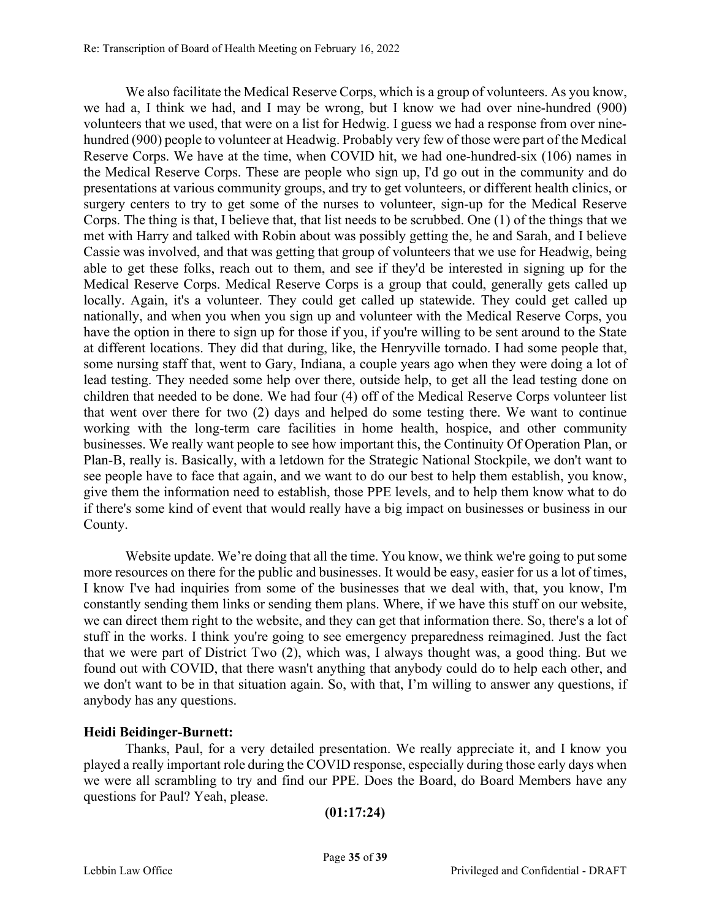We also facilitate the Medical Reserve Corps, which is a group of volunteers. As you know, we had a, I think we had, and I may be wrong, but I know we had over nine-hundred (900) volunteers that we used, that were on a list for Hedwig. I guess we had a response from over nine-hundred (900) people to volunteer at Headwig. Probably very few of those were part of the Medical Reserve Corps. We have at the time, when COVID hit, we had one-hundred-six (106) names in the Medical Reserve Corps. These are people who sign up, I'd go out in the community and do presentations at various community groups, and try to get volunteers, or different health clinics, or surgery centers to try to get some of the nurses to volunteer, sign-up for the Medical Reserve Corps. The thing is that, I believe that, that list needs to be scrubbed. One (1) of the things that we met with Harry and talked with Robin about was possibly getting the, he and Sarah, and I believe Cassie was involved, and that was getting that group of volunteers that we use for Headwig, being able to get these folks, reach out to them, and see if they'd be interested in signing up for the Medical Reserve Corps. Medical Reserve Corps is a group that could, generally gets called up locally. Again, it's a volunteer. They could get called up statewide. They could get called up nationally, and when you when you sign up and volunteer with the Medical Reserve Corps, you have the option in there to sign up for those if you, if you're willing to be sent around to the State at different locations. They did that during, like, the Henryville tornado. I had some people that, some nursing staff that, went to Gary, Indiana, a couple years ago when they were doing a lot of lead testing. They needed some help over there, outside help, to get all the lead testing done on children that needed to be done. We had four (4) off of the Medical Reserve Corps volunteer list that went over there for two (2) days and helped do some testing there. We want to continue working with the long-term care facilities in home health, hospice, and other community businesses. We really want people to see how important this, the Continuity Of Operation Plan, or Plan-B, really is. Basically, with a letdown for the Strategic National Stockpile, we don't want to see people have to face that again, and we want to do our best to help them establish, you know, give them the information need to establish, those PPE levels, and to help them know what to do if there's some kind of event that would really have a big impact on businesses or business in our County.

Website update. We're doing that all the time. You know, we think we're going to put some more resources on there for the public and businesses. It would be easy, easier for us a lot of times, I know I've had inquiries from some of the businesses that we deal with, that, you know, I'm constantly sending them links or sending them plans. Where, if we have this stuff on our website, we can direct them right to the website, and they can get that information there. So, there's a lot of stuff in the works. I think you're going to see emergency preparedness reimagined. Just the fact that we were part of District Two (2), which was, I always thought was, a good thing. But we found out with COVID, that there wasn't anything that anybody could do to help each other, and we don't want to be in that situation again. So, with that, I'm willing to answer any questions, if anybody has any questions.

**Heidi Beidinger-Burnett:**

Thanks, Paul, for a very detailed presentation. We really appreciate it, and I know you played a really important role during the COVID response, especially during those early days when we were all scrambling to try and find our PPE. Does the Board, do Board Members have any questions for Paul? Yeah, please.

**(01:17:24)**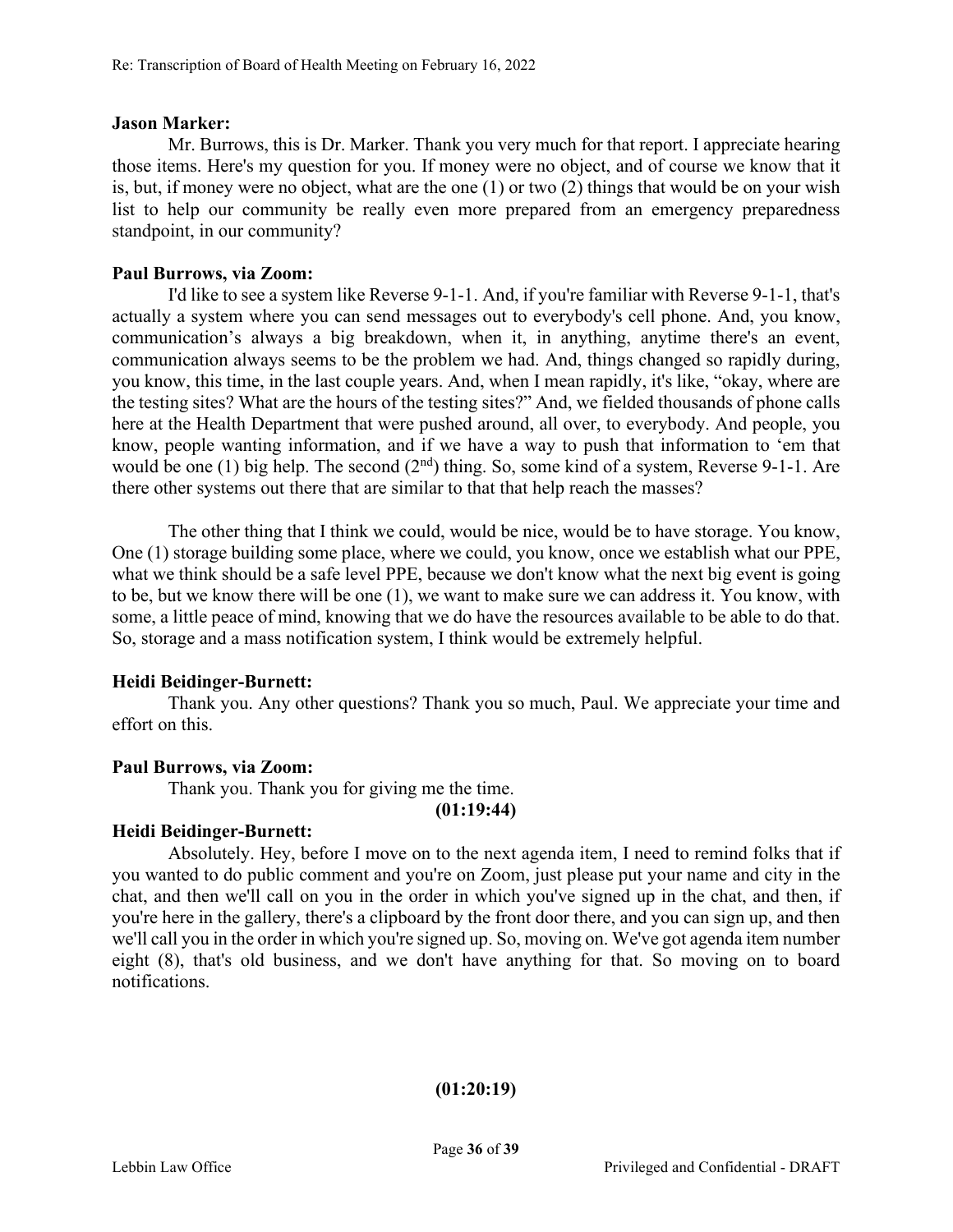**Jason Marker:**

Mr. Burrows, this is Dr. Marker. Thank you very much for that report. I appreciate hearing those items. Here's my question for you. If money were no object, and of course we know that it is, but, if money were no object, what are the one (1) or two (2) things that would be on your wish list to help our community be really even more prepared from an emergency preparedness standpoint, in our community?

**Paul Burrows, via Zoom:**

I'd like to see a system like Reverse 9-1-1. And, if you're familiar with Reverse 9-1-1, that's actually a system where you can send messages out to everybody's cell phone. And, you know, communication's always a big breakdown, when it, in anything, anytime there's an event, communication always seems to be the problem we had. And, things changed so rapidly during, you know, this time, in the last couple years. And, when I mean rapidly, it's like, "okay, where are the testing sites? What are the hours of the testing sites?" And, we fielded thousands of phone calls here at the Health Department that were pushed around, all over, to everybody. And people, you know, people wanting information, and if we have a way to push that information to 'em that would be one (1) big help. The second (2nd) thing. So, some kind of a system, Reverse 9-1-1. Are there other systems out there that are similar to that that help reach the masses?

The other thing that I think we could, would be nice, would be to have storage. You know, One (1) storage building some place, where we could, you know, once we establish what our PPE, what we think should be a safe level PPE, because we don't know what the next big event is going to be, but we know there will be one (1), we want to make sure we can address it. You know, with some, a little peace of mind, knowing that we do have the resources available to be able to do that. So, storage and a mass notification system, I think would be extremely helpful.

**Heidi Beidinger-Burnett:**

Thank you. Any other questions? Thank you so much, Paul. We appreciate your time and effort on this.

**Paul Burrows, via Zoom:**

Thank you. Thank you for giving me the time.

**(01:19:44)**

**Heidi Beidinger-Burnett:**

Absolutely. Hey, before I move on to the next agenda item, I need to remind folks that if you wanted to do public comment and you're on Zoom, just please put your name and city in the chat, and then we'll call on you in the order in which you've signed up in the chat, and then, if you're here in the gallery, there's a clipboard by the front door there, and you can sign up, and then we'll call you in the order in which you're signed up. So, moving on. We've got agenda item number eight (8), that's old business, and we don't have anything for that. So moving on to board notifications.

**(01:20:19)**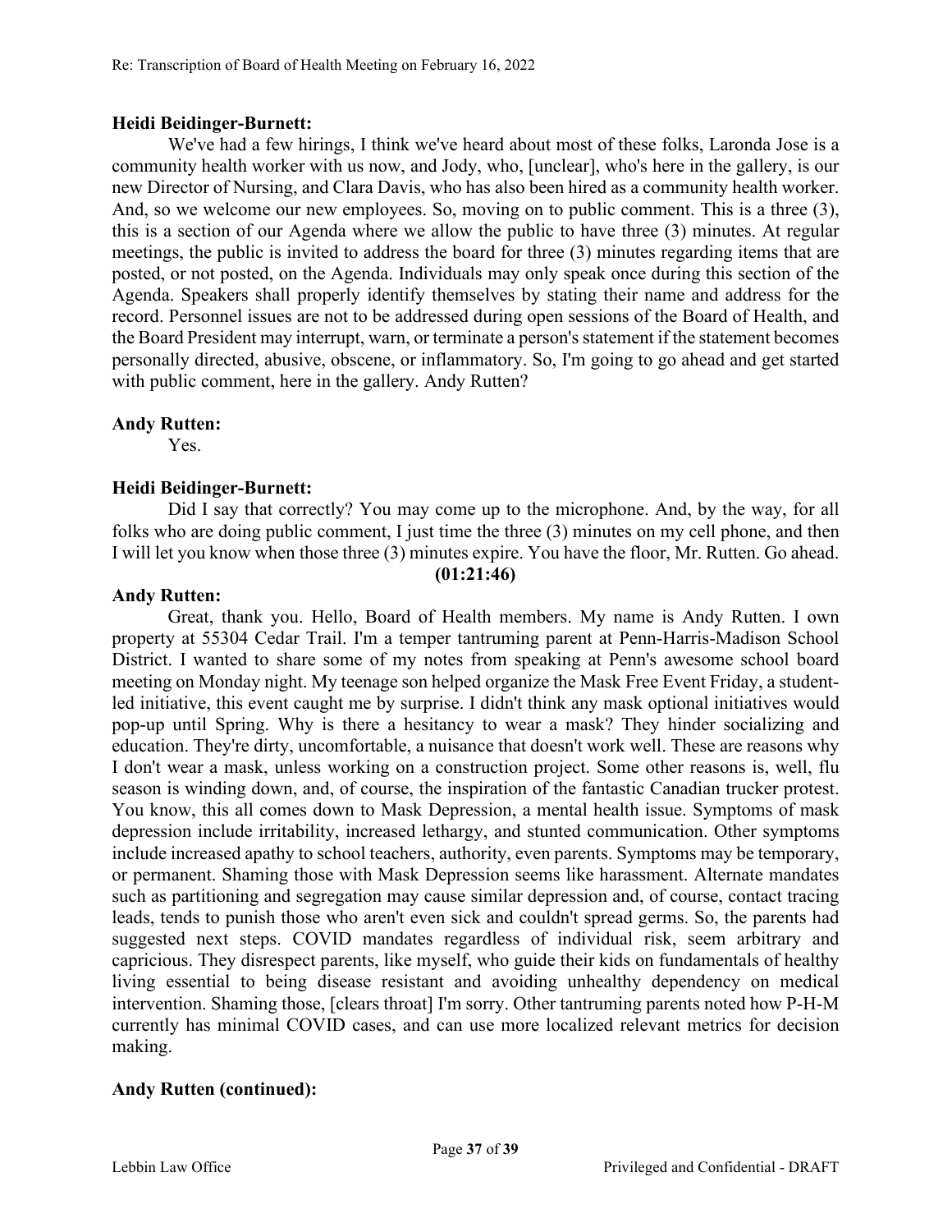**Heidi Beidinger-Burnett:**

We've had a few hirings, I think we've heard about most of these folks, Laronda Jose is a community health worker with us now, and Jody, who, [unclear], who's here in the gallery, is our new Director of Nursing, and Clara Davis, who has also been hired as a community health worker. And, so we welcome our new employees. So, moving on to public comment. This is a three (3), this is a section of our Agenda where we allow the public to have three (3) minutes. At regular meetings, the public is invited to address the board for three (3) minutes regarding items that are posted, or not posted, on the Agenda. Individuals may only speak once during this section of the Agenda. Speakers shall properly identify themselves by stating their name and address for the record. Personnel issues are not to be addressed during open sessions of the Board of Health, and the Board President may interrupt, warn, or terminate a person's statement if the statement becomes personally directed, abusive, obscene, or inflammatory. So, I'm going to go ahead and get started with public comment, here in the gallery. Andy Rutten?

**Andy Rutten:**

Yes.

**Heidi Beidinger-Burnett:**

Did I say that correctly? You may come up to the microphone. And, by the way, for all folks who are doing public comment, I just time the three (3) minutes on my cell phone, and then I will let you know when those three (3) minutes expire. You have the floor, Mr. Rutten. Go ahead.

**(01:21:46)**

**Andy Rutten:**

Great, thank you. Hello, Board of Health members. My name is Andy Rutten. I own property at 55304 Cedar Trail. I'm a temper tantruming parent at Penn-Harris-Madison School District. I wanted to share some of my notes from speaking at Penn's awesome school board meeting on Monday night. My teenage son helped organize the Mask Free Event Friday, a student-led initiative, this event caught me by surprise. I didn't think any mask optional initiatives would pop-up until Spring. Why is there a hesitancy to wear a mask? They hinder socializing and education. They're dirty, uncomfortable, a nuisance that doesn't work well. These are reasons why I don't wear a mask, unless working on a construction project. Some other reasons is, well, flu season is winding down, and, of course, the inspiration of the fantastic Canadian trucker protest. You know, this all comes down to Mask Depression, a mental health issue. Symptoms of mask depression include irritability, increased lethargy, and stunted communication. Other symptoms include increased apathy to school teachers, authority, even parents. Symptoms may be temporary, or permanent. Shaming those with Mask Depression seems like harassment. Alternate mandates such as partitioning and segregation may cause similar depression and, of course, contact tracing leads, tends to punish those who aren't even sick and couldn't spread germs. So, the parents had suggested next steps. COVID mandates regardless of individual risk, seem arbitrary and capricious. They disrespect parents, like myself, who guide their kids on fundamentals of healthy living essential to being disease resistant and avoiding unhealthy dependency on medical intervention. Shaming those, [clears throat] I'm sorry. Other tantruming parents noted how P-H-M currently has minimal COVID cases, and can use more localized relevant metrics for decision making.

**Andy Rutten (continued):**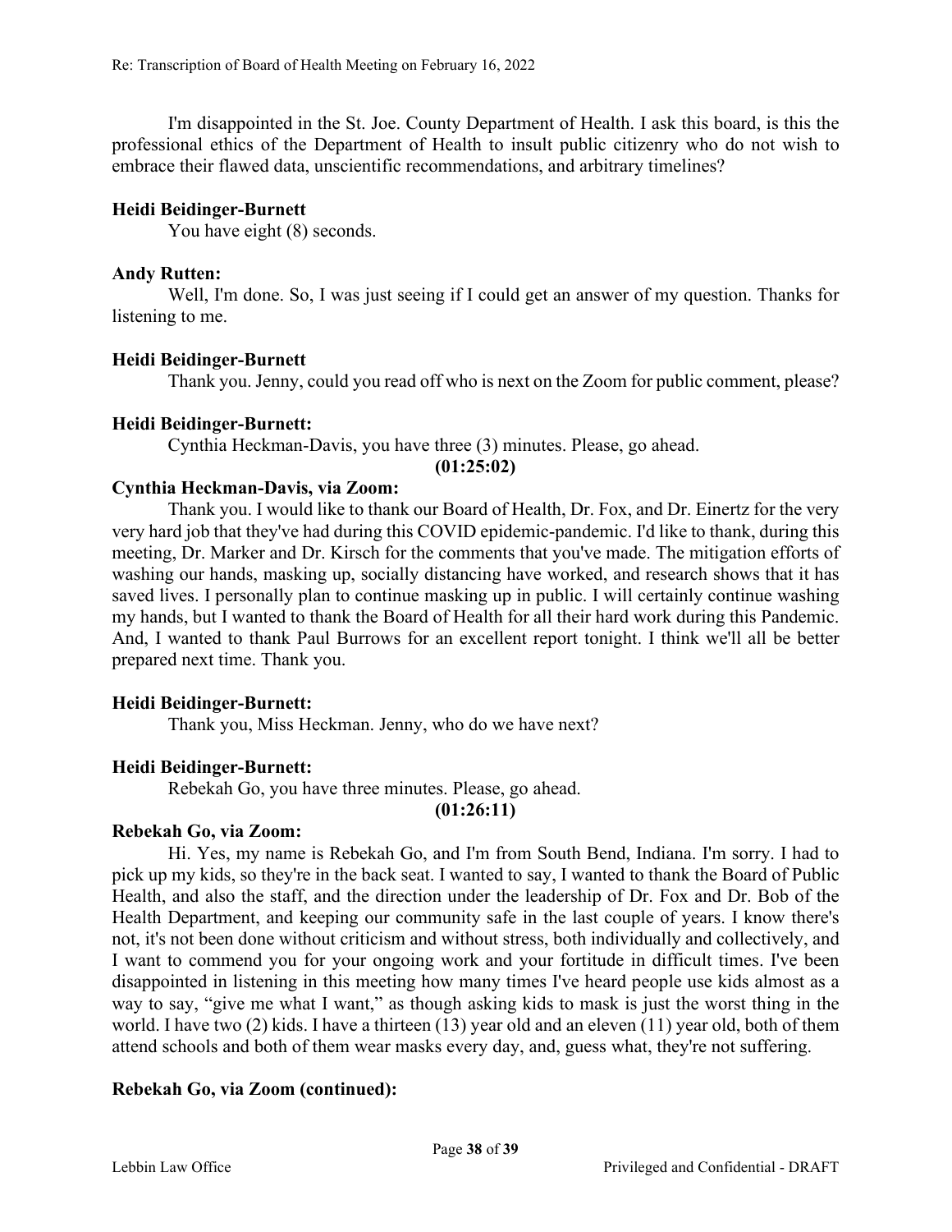I'm disappointed in the St. Joe. County Department of Health. I ask this board, is this the professional ethics of the Department of Health to insult public citizenry who do not wish to embrace their flawed data, unscientific recommendations, and arbitrary timelines?

**Heidi Beidinger-Burnett**

You have eight (8) seconds.

**Andy Rutten:**

Well, I'm done. So, I was just seeing if I could get an answer of my question. Thanks for listening to me.

**Heidi Beidinger-Burnett**

Thank you. Jenny, could you read off who is next on the Zoom for public comment, please?

**Heidi Beidinger-Burnett:**

Cynthia Heckman-Davis, you have three (3) minutes. Please, go ahead.

**(01:25:02)**

**Cynthia Heckman-Davis, via Zoom:**

Thank you. I would like to thank our Board of Health, Dr. Fox, and Dr. Einertz for the very very hard job that they've had during this COVID epidemic-pandemic. I'd like to thank, during this meeting, Dr. Marker and Dr. Kirsch for the comments that you've made. The mitigation efforts of washing our hands, masking up, socially distancing have worked, and research shows that it has saved lives. I personally plan to continue masking up in public. I will certainly continue washing my hands, but I wanted to thank the Board of Health for all their hard work during this Pandemic. And, I wanted to thank Paul Burrows for an excellent report tonight. I think we'll all be better prepared next time. Thank you.

**Heidi Beidinger-Burnett:**

Thank you, Miss Heckman. Jenny, who do we have next?

**Heidi Beidinger-Burnett:**

Rebekah Go, you have three minutes. Please, go ahead.

**(01:26:11)**

**Rebekah Go, via Zoom:**

Hi. Yes, my name is Rebekah Go, and I'm from South Bend, Indiana. I'm sorry. I had to pick up my kids, so they're in the back seat. I wanted to say, I wanted to thank the Board of Public Health, and also the staff, and the direction under the leadership of Dr. Fox and Dr. Bob of the Health Department, and keeping our community safe in the last couple of years. I know there's not, it's not been done without criticism and without stress, both individually and collectively, and I want to commend you for your ongoing work and your fortitude in difficult times. I've been disappointed in listening in this meeting how many times I've heard people use kids almost as a way to say, "give me what I want," as though asking kids to mask is just the worst thing in the world. I have two (2) kids. I have a thirteen (13) year old and an eleven (11) year old, both of them attend schools and both of them wear masks every day, and, guess what, they're not suffering.

**Rebekah Go, via Zoom (continued):**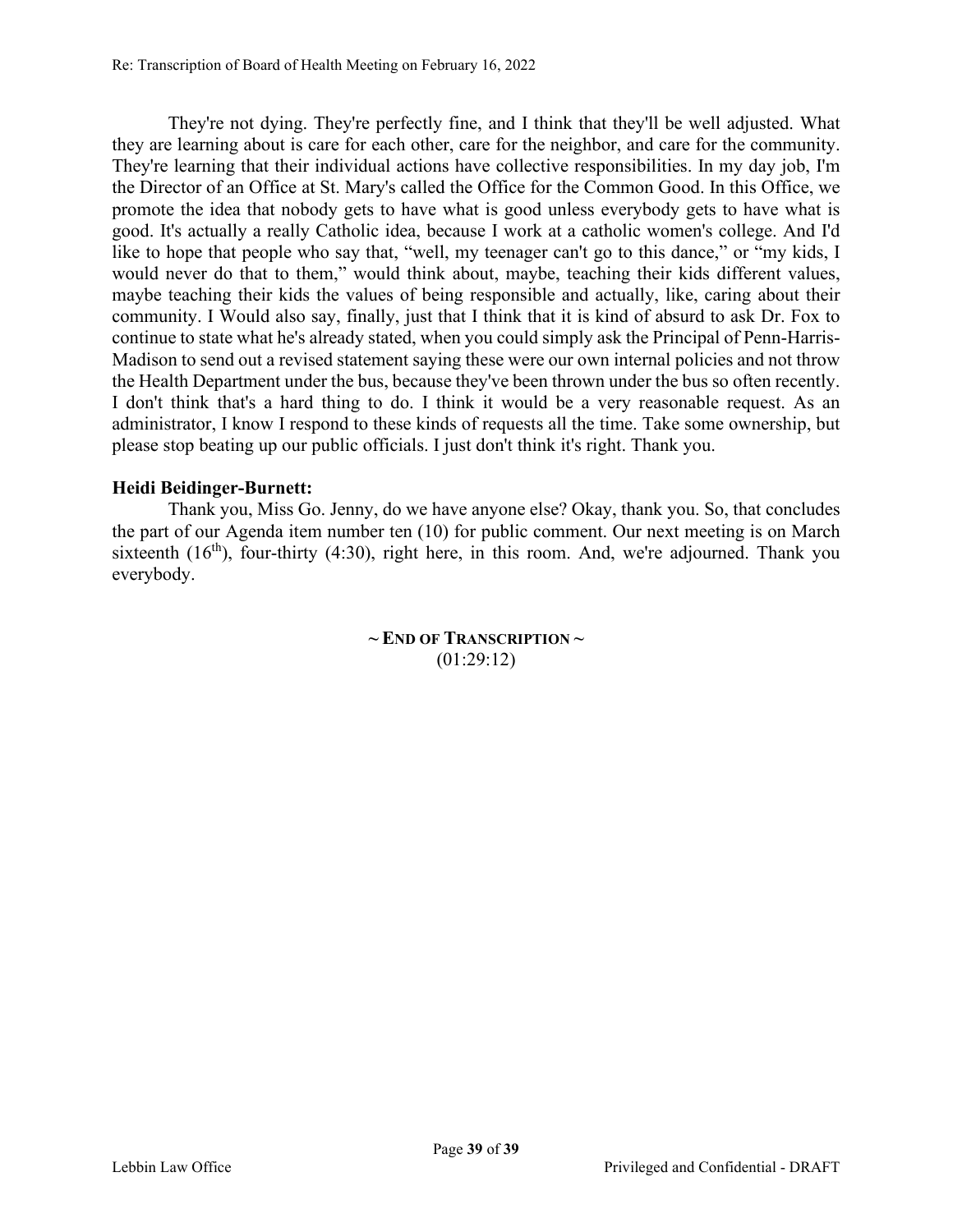They're not dying. They're perfectly fine, and I think that they'll be well adjusted. What they are learning about is care for each other, care for the neighbor, and care for the community. They're learning that their individual actions have collective responsibilities. In my day job, I'm the Director of an Office at St. Mary's called the Office for the Common Good. In this Office, we promote the idea that nobody gets to have what is good unless everybody gets to have what is good. It's actually a really Catholic idea, because I work at a catholic women's college. And I'd like to hope that people who say that, "well, my teenager can't go to this dance," or "my kids, I would never do that to them," would think about, maybe, teaching their kids different values, maybe teaching their kids the values of being responsible and actually, like, caring about their community. I Would also say, finally, just that I think that it is kind of absurd to ask Dr. Fox to continue to state what he's already stated, when you could simply ask the Principal of Penn-Harris-Madison to send out a revised statement saying these were our own internal policies and not throw the Health Department under the bus, because they've been thrown under the bus so often recently. I don't think that's a hard thing to do. I think it would be a very reasonable request. As an administrator, I know I respond to these kinds of requests all the time. Take some ownership, but please stop beating up our public officials. I just don't think it's right. Thank you.

**Heidi Beidinger-Burnett:**

Thank you, Miss Go. Jenny, do we have anyone else? Okay, thank you. So, that concludes the part of our Agenda item number ten (10) for public comment. Our next meeting is on March sixteenth (16th), four-thirty (4:30), right here, in this room. And, we're adjourned. Thank you everybody.

**~ END OF TRANSCRIPTION ~**
(01:29:12)